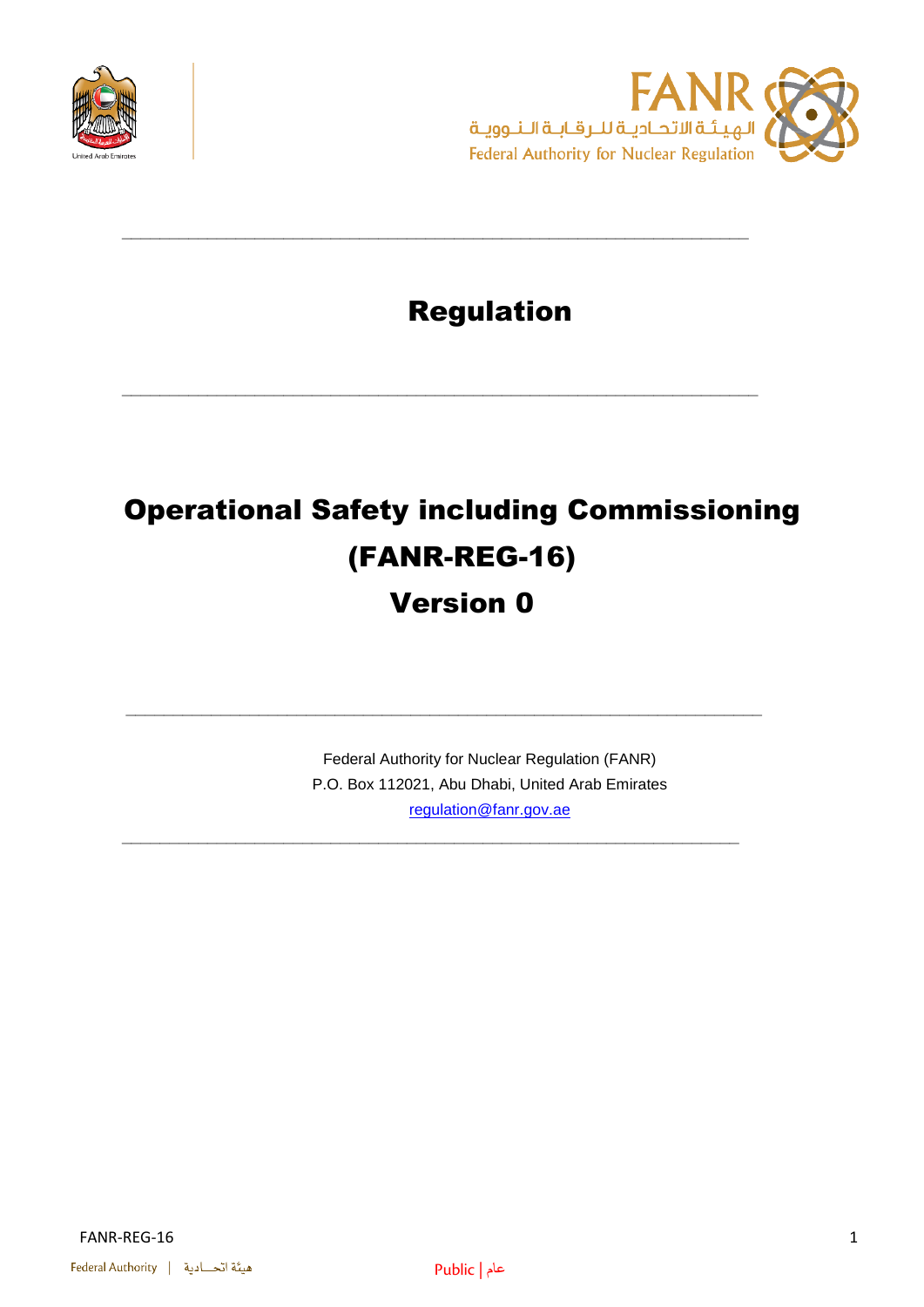# Regulation

# Operational Safety including Commissioning (FANR-REG-16)

## Version 0

Federal Authority for Nuclear Regulation (FANR)
P.O. Box 112021, Abu Dhabi, United Arab Emirates
regulation@fanr.gov.ae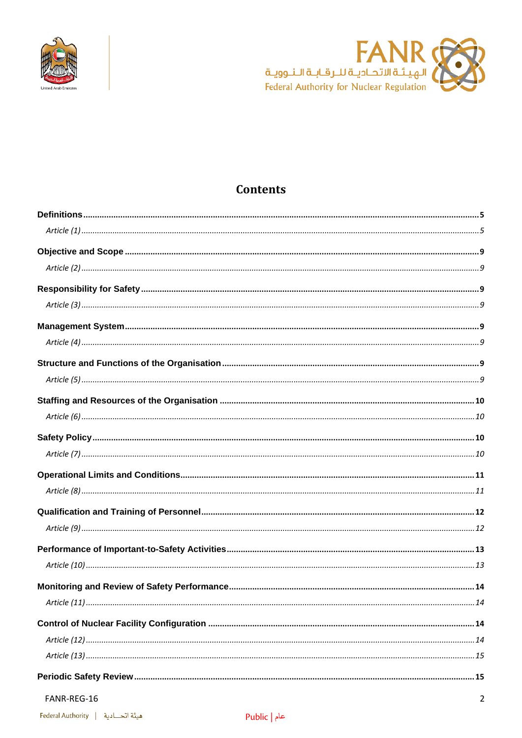# Contents

**Definitions** .......... **5**

*Article (1)* .......... *5*

**Objective and Scope** .......... **9**

*Article (2)* .......... *9*

**Responsibility for Safety** .......... **9**

*Article (3)* .......... *9*

**Management System** .......... **9**

*Article (4)* .......... *9*

**Structure and Functions of the Organisation** .......... **9**

*Article (5)* .......... *9*

**Staffing and Resources of the Organisation** .......... **10**

*Article (6)* .......... *10*

**Safety Policy** .......... **10**

*Article (7)* .......... *10*

**Operational Limits and Conditions** .......... **11**

*Article (8)* .......... *11*

**Qualification and Training of Personnel** .......... **12**

*Article (9)* .......... *12*

**Performance of Important-to-Safety Activities** .......... **13**

*Article (10)* .......... *13*

**Monitoring and Review of Safety Performance** .......... **14**

*Article (11)* .......... *14*

**Control of Nuclear Facility Configuration** .......... **14**

*Article (12)* .......... *14*

*Article (13)* .......... *15*

**Periodic Safety Review** .......... **15**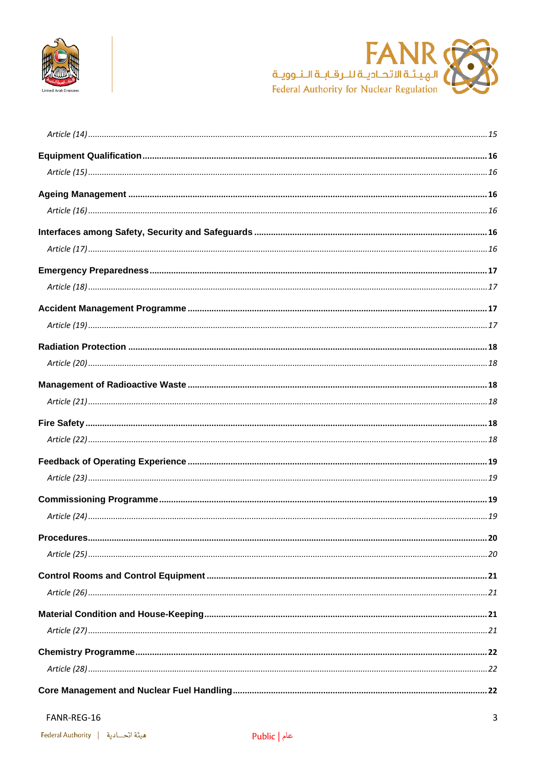*Article (14)* ........................................................................................................................................ *15*

**Equipment Qualification** ........................................................................................................................ **16**

*Article (15)* ........................................................................................................................................ *16*

**Ageing Management** ................................................................................................................................ **16**

*Article (16)* ........................................................................................................................................ *16*

**Interfaces among Safety, Security and Safeguards** ................................................................................ **16**

*Article (17)* ........................................................................................................................................ *16*

**Emergency Preparedness** ........................................................................................................................ **17**

*Article (18)* ........................................................................................................................................ *17*

**Accident Management Programme** ......................................................................................................... **17**

*Article (19)* ........................................................................................................................................ *17*

**Radiation Protection** ................................................................................................................................ **18**

*Article (20)* ........................................................................................................................................ *18*

**Management of Radioactive Waste** ......................................................................................................... **18**

*Article (21)* ........................................................................................................................................ *18*

**Fire Safety** ............................................................................................................................................... **18**

*Article (22)* ........................................................................................................................................ *18*

**Feedback of Operating Experience** ......................................................................................................... **19**

*Article (23)* ........................................................................................................................................ *19*

**Commissioning Programme** ..................................................................................................................... **19**

*Article (24)* ........................................................................................................................................ *19*

**Procedures** ............................................................................................................................................... **20**

*Article (25)* ........................................................................................................................................ *20*

**Control Rooms and Control Equipment** .................................................................................................. **21**

*Article (26)* ........................................................................................................................................ *21*

**Material Condition and House-Keeping** .................................................................................................. **21**

*Article (27)* ........................................................................................................................................ *21*

**Chemistry Programme** ............................................................................................................................. **22**

*Article (28)* ........................................................................................................................................ *22*

**Core Management and Nuclear Fuel Handling** ....................................................................................... **22**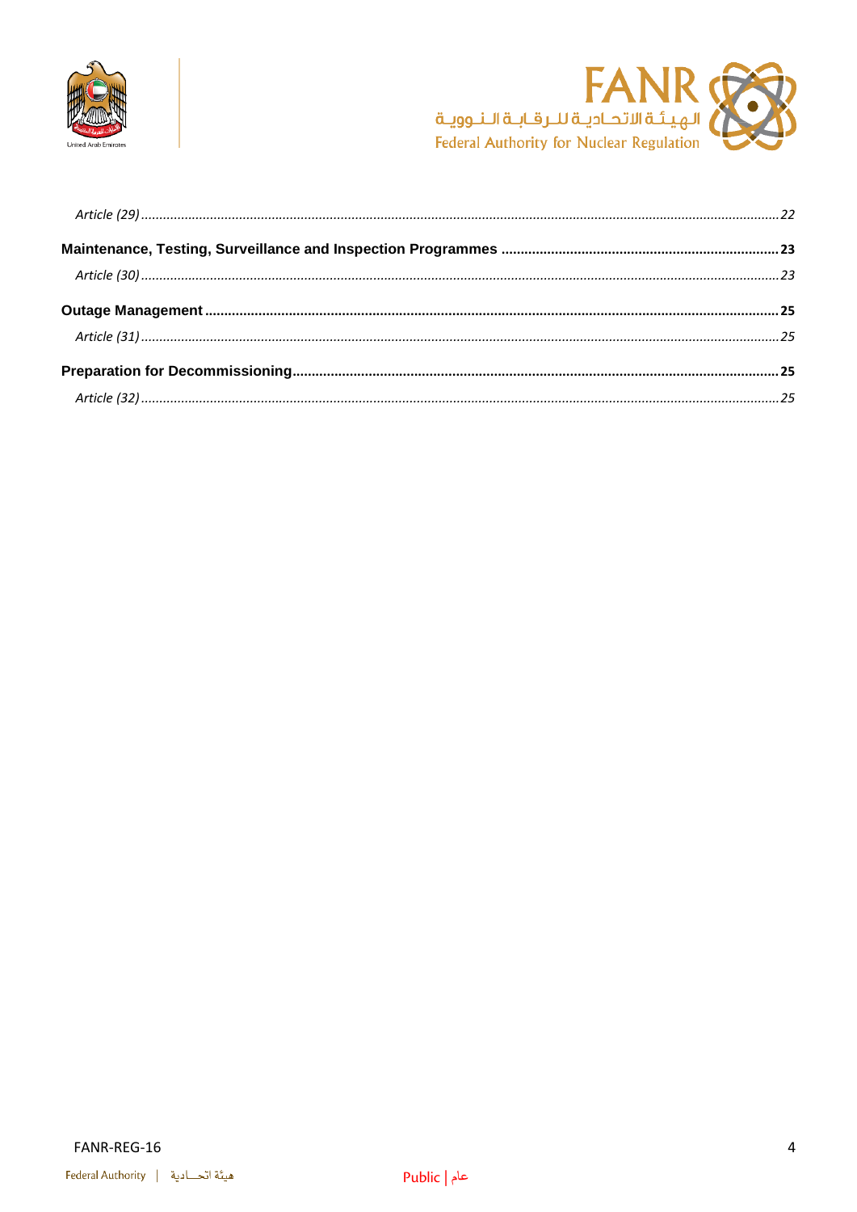*Article (29)* ........................................................................................................................................................ *22*

**Maintenance, Testing, Surveillance and Inspection Programmes** ....................................................................... **23**

*Article (30)* ........................................................................................................................................................ *23*

**Outage Management** .......................................................................................................................................... **25**

*Article (31)* ........................................................................................................................................................ *25*

**Preparation for Decommissioning** ...................................................................................................................... **25**

*Article (32)* ........................................................................................................................................................ *25*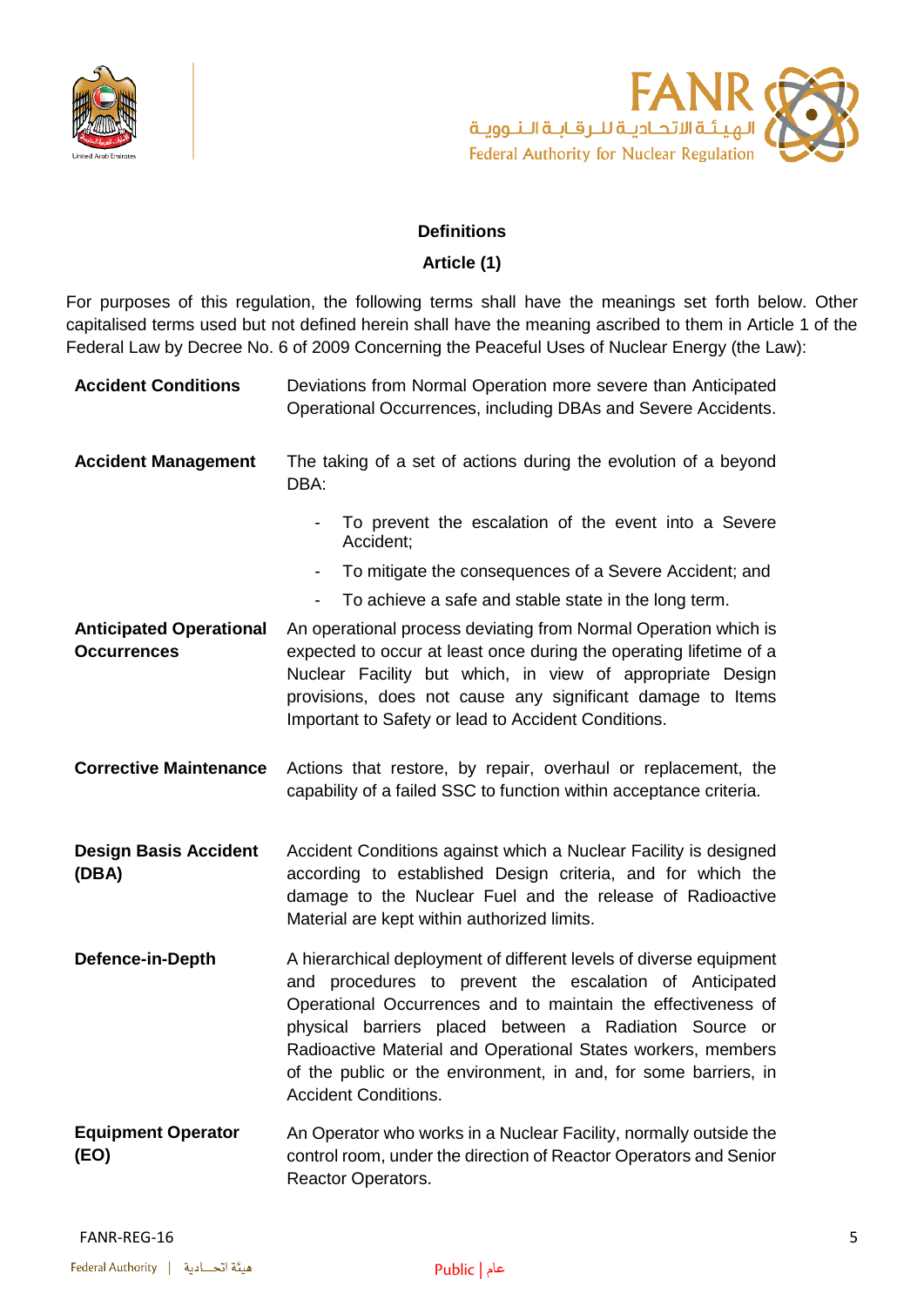## Definitions

### Article (1)

For purposes of this regulation, the following terms shall have the meanings set forth below. Other capitalised terms used but not defined herein shall have the meaning ascribed to them in Article 1 of the Federal Law by Decree No. 6 of 2009 Concerning the Peaceful Uses of Nuclear Energy (the Law):

**Accident Conditions** — Deviations from Normal Operation more severe than Anticipated Operational Occurrences, including DBAs and Severe Accidents.

**Accident Management** — The taking of a set of actions during the evolution of a beyond DBA:

- To prevent the escalation of the event into a Severe Accident;
- To mitigate the consequences of a Severe Accident; and
- To achieve a safe and stable state in the long term.

**Anticipated Operational Occurrences** — An operational process deviating from Normal Operation which is expected to occur at least once during the operating lifetime of a Nuclear Facility but which, in view of appropriate Design provisions, does not cause any significant damage to Items Important to Safety or lead to Accident Conditions.

**Corrective Maintenance** — Actions that restore, by repair, overhaul or replacement, the capability of a failed SSC to function within acceptance criteria.

**Design Basis Accident (DBA)** — Accident Conditions against which a Nuclear Facility is designed according to established Design criteria, and for which the damage to the Nuclear Fuel and the release of Radioactive Material are kept within authorized limits.

**Defence-in-Depth** — A hierarchical deployment of different levels of diverse equipment and procedures to prevent the escalation of Anticipated Operational Occurrences and to maintain the effectiveness of physical barriers placed between a Radiation Source or Radioactive Material and Operational States workers, members of the public or the environment, in and, for some barriers, in Accident Conditions.

**Equipment Operator (EO)** — An Operator who works in a Nuclear Facility, normally outside the control room, under the direction of Reactor Operators and Senior Reactor Operators.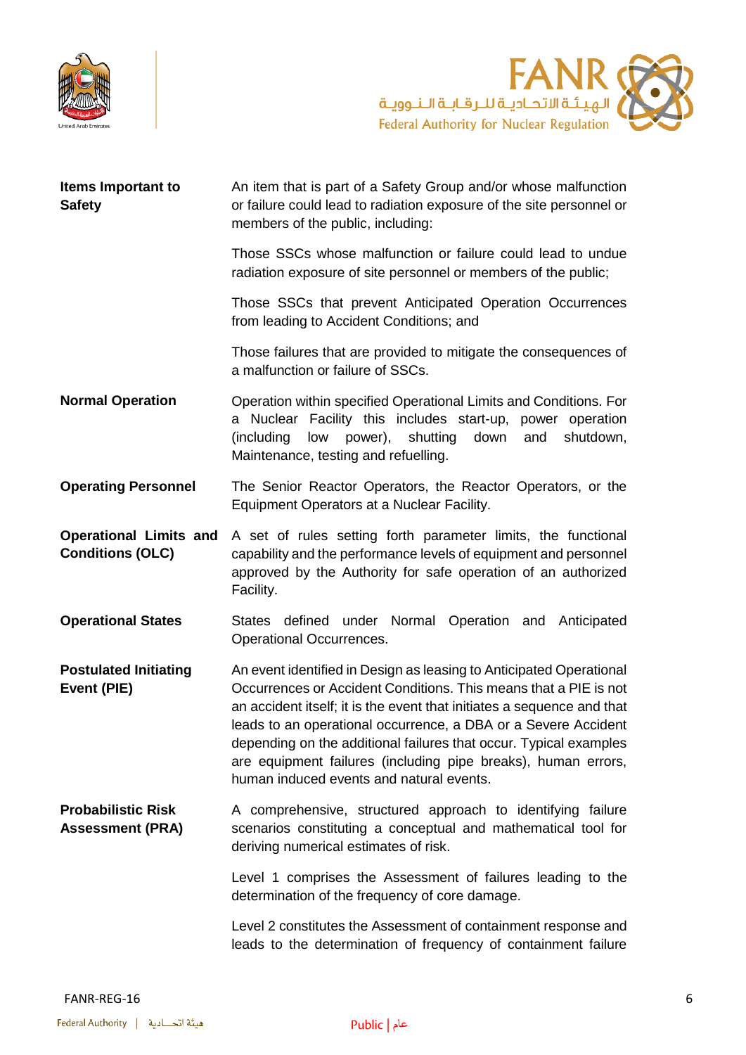**Items Important to Safety**

An item that is part of a Safety Group and/or whose malfunction or failure could lead to radiation exposure of the site personnel or members of the public, including:

Those SSCs whose malfunction or failure could lead to undue radiation exposure of site personnel or members of the public;

Those SSCs that prevent Anticipated Operation Occurrences from leading to Accident Conditions; and

Those failures that are provided to mitigate the consequences of a malfunction or failure of SSCs.

**Normal Operation**

Operation within specified Operational Limits and Conditions. For a Nuclear Facility this includes start-up, power operation (including low power), shutting down and shutdown, Maintenance, testing and refuelling.

**Operating Personnel**

The Senior Reactor Operators, the Reactor Operators, or the Equipment Operators at a Nuclear Facility.

**Operational Limits and Conditions (OLC)**

A set of rules setting forth parameter limits, the functional capability and the performance levels of equipment and personnel approved by the Authority for safe operation of an authorized Facility.

**Operational States**

States defined under Normal Operation and Anticipated Operational Occurrences.

**Postulated Initiating Event (PIE)**

An event identified in Design as leasing to Anticipated Operational Occurrences or Accident Conditions. This means that a PIE is not an accident itself; it is the event that initiates a sequence and that leads to an operational occurrence, a DBA or a Severe Accident depending on the additional failures that occur. Typical examples are equipment failures (including pipe breaks), human errors, human induced events and natural events.

**Probabilistic Risk Assessment (PRA)**

A comprehensive, structured approach to identifying failure scenarios constituting a conceptual and mathematical tool for deriving numerical estimates of risk.

Level 1 comprises the Assessment of failures leading to the determination of the frequency of core damage.

Level 2 constitutes the Assessment of containment response and leads to the determination of frequency of containment failure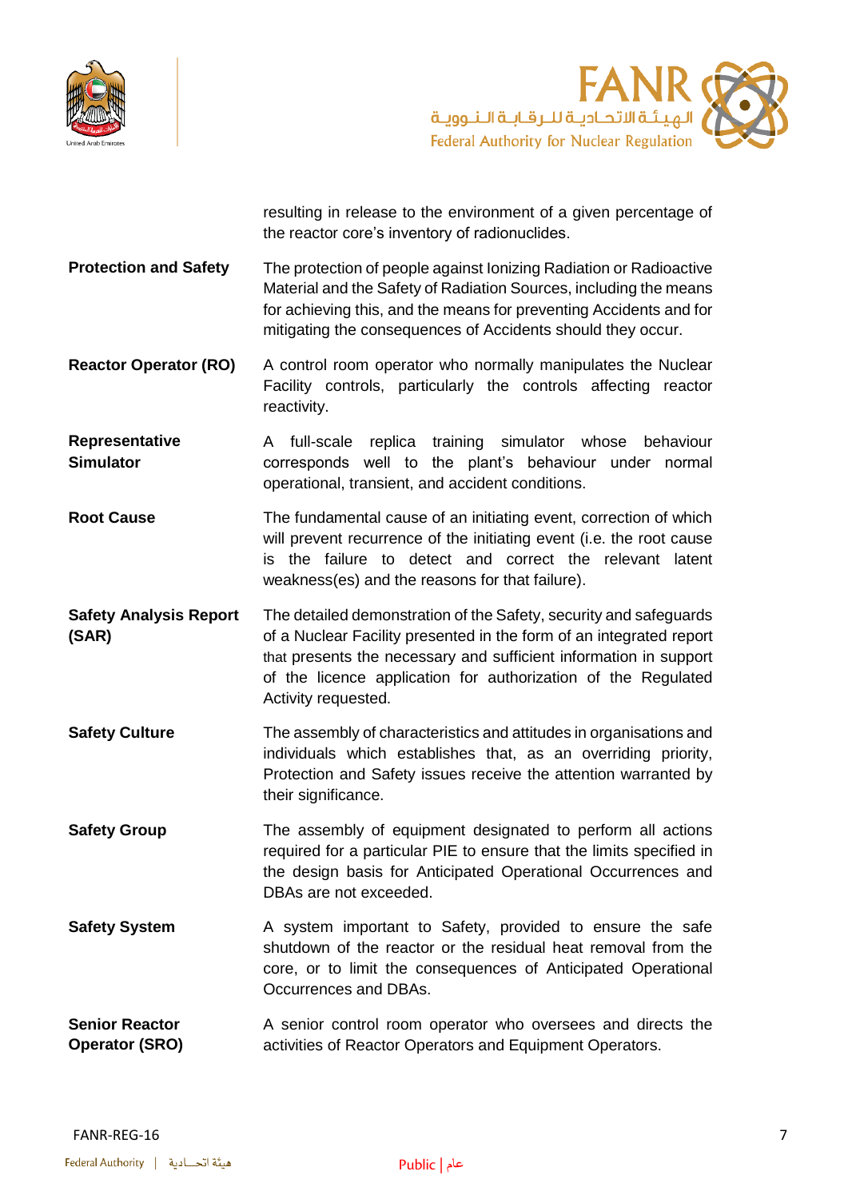resulting in release to the environment of a given percentage of the reactor core's inventory of radionuclides.

| | |
|---|---|
| **Protection and Safety** | The protection of people against Ionizing Radiation or Radioactive Material and the Safety of Radiation Sources, including the means for achieving this, and the means for preventing Accidents and for mitigating the consequences of Accidents should they occur. |
| **Reactor Operator (RO)** | A control room operator who normally manipulates the Nuclear Facility controls, particularly the controls affecting reactor reactivity. |
| **Representative Simulator** | A full-scale replica training simulator whose behaviour corresponds well to the plant's behaviour under normal operational, transient, and accident conditions. |
| **Root Cause** | The fundamental cause of an initiating event, correction of which will prevent recurrence of the initiating event (i.e. the root cause is the failure to detect and correct the relevant latent weakness(es) and the reasons for that failure). |
| **Safety Analysis Report (SAR)** | The detailed demonstration of the Safety, security and safeguards of a Nuclear Facility presented in the form of an integrated report that presents the necessary and sufficient information in support of the licence application for authorization of the Regulated Activity requested. |
| **Safety Culture** | The assembly of characteristics and attitudes in organisations and individuals which establishes that, as an overriding priority, Protection and Safety issues receive the attention warranted by their significance. |
| **Safety Group** | The assembly of equipment designated to perform all actions required for a particular PIE to ensure that the limits specified in the design basis for Anticipated Operational Occurrences and DBAs are not exceeded. |
| **Safety System** | A system important to Safety, provided to ensure the safe shutdown of the reactor or the residual heat removal from the core, or to limit the consequences of Anticipated Operational Occurrences and DBAs. |
| **Senior Reactor Operator (SRO)** | A senior control room operator who oversees and directs the activities of Reactor Operators and Equipment Operators. |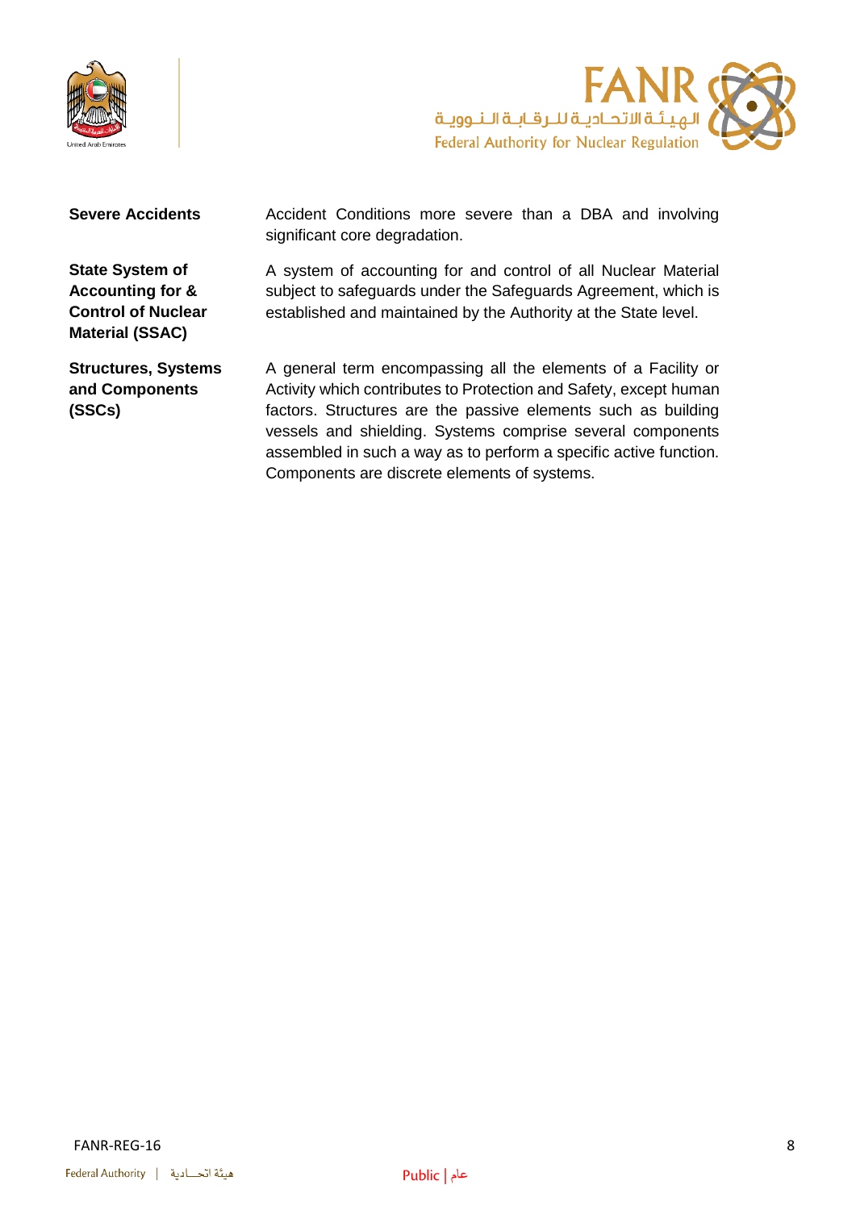| | |
|---|---|
| **Severe Accidents** | Accident Conditions more severe than a DBA and involving significant core degradation. |
| **State System of Accounting for & Control of Nuclear Material (SSAC)** | A system of accounting for and control of all Nuclear Material subject to safeguards under the Safeguards Agreement, which is established and maintained by the Authority at the State level. |
| **Structures, Systems and Components (SSCs)** | A general term encompassing all the elements of a Facility or Activity which contributes to Protection and Safety, except human factors. Structures are the passive elements such as building vessels and shielding. Systems comprise several components assembled in such a way as to perform a specific active function. Components are discrete elements of systems. |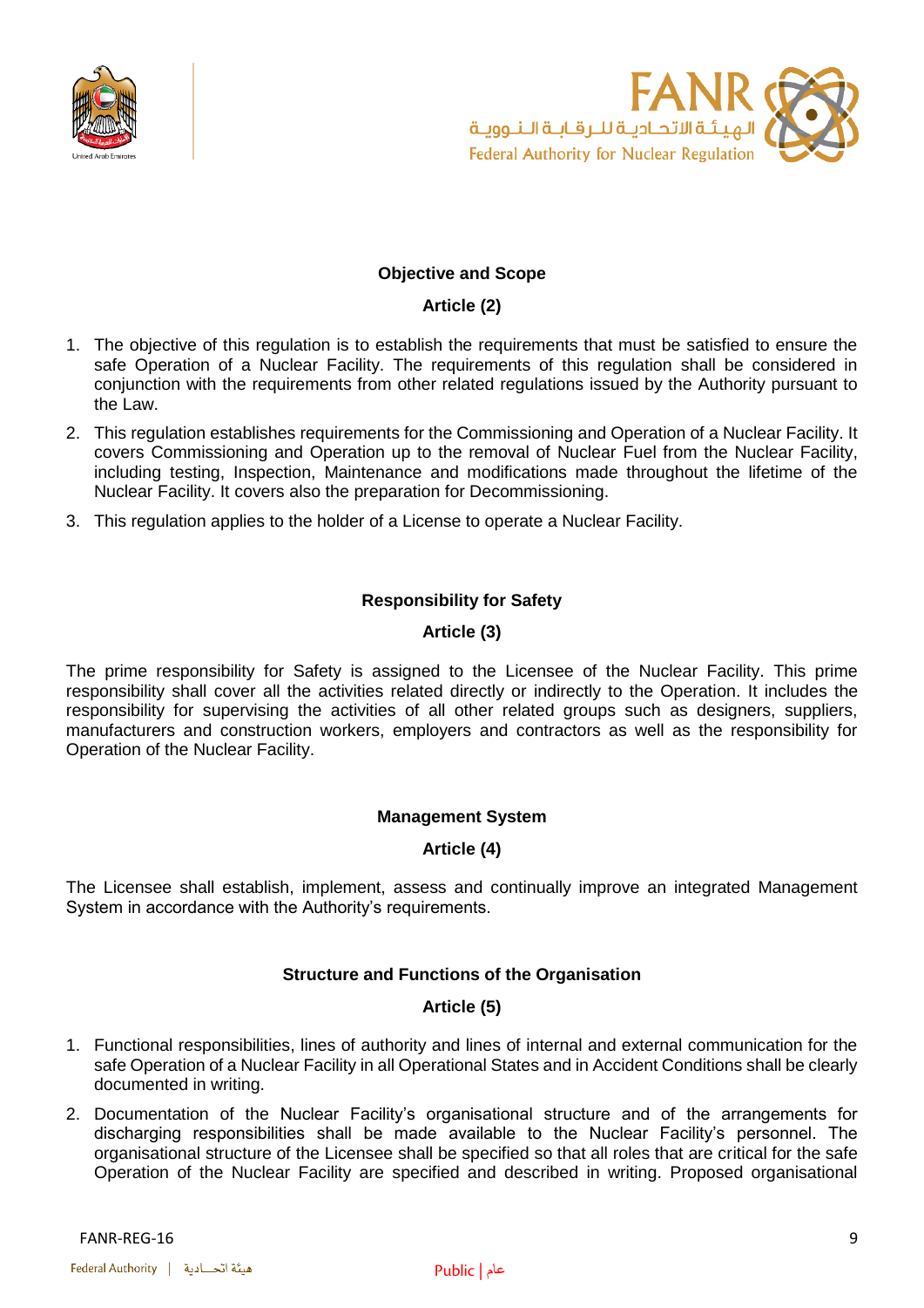## Objective and Scope

### Article (2)

1. The objective of this regulation is to establish the requirements that must be satisfied to ensure the safe Operation of a Nuclear Facility. The requirements of this regulation shall be considered in conjunction with the requirements from other related regulations issued by the Authority pursuant to the Law.
2. This regulation establishes requirements for the Commissioning and Operation of a Nuclear Facility. It covers Commissioning and Operation up to the removal of Nuclear Fuel from the Nuclear Facility, including testing, Inspection, Maintenance and modifications made throughout the lifetime of the Nuclear Facility. It covers also the preparation for Decommissioning.
3. This regulation applies to the holder of a License to operate a Nuclear Facility.

## Responsibility for Safety

### Article (3)

The prime responsibility for Safety is assigned to the Licensee of the Nuclear Facility. This prime responsibility shall cover all the activities related directly or indirectly to the Operation. It includes the responsibility for supervising the activities of all other related groups such as designers, suppliers, manufacturers and construction workers, employers and contractors as well as the responsibility for Operation of the Nuclear Facility.

## Management System

### Article (4)

The Licensee shall establish, implement, assess and continually improve an integrated Management System in accordance with the Authority's requirements.

## Structure and Functions of the Organisation

### Article (5)

1. Functional responsibilities, lines of authority and lines of internal and external communication for the safe Operation of a Nuclear Facility in all Operational States and in Accident Conditions shall be clearly documented in writing.
2. Documentation of the Nuclear Facility's organisational structure and of the arrangements for discharging responsibilities shall be made available to the Nuclear Facility's personnel. The organisational structure of the Licensee shall be specified so that all roles that are critical for the safe Operation of the Nuclear Facility are specified and described in writing. Proposed organisational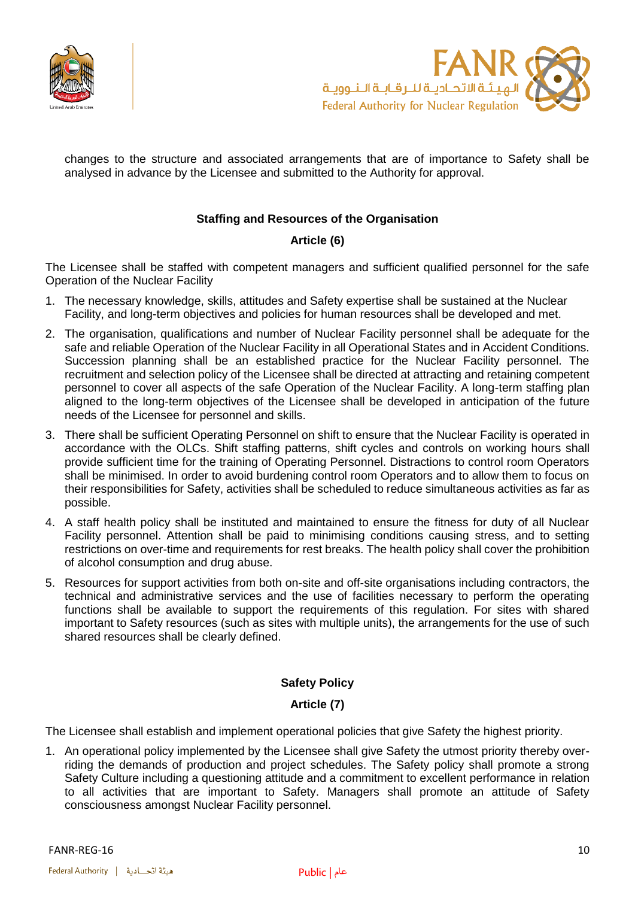changes to the structure and associated arrangements that are of importance to Safety shall be analysed in advance by the Licensee and submitted to the Authority for approval.

## Staffing and Resources of the Organisation

## Article (6)

The Licensee shall be staffed with competent managers and sufficient qualified personnel for the safe Operation of the Nuclear Facility

1. The necessary knowledge, skills, attitudes and Safety expertise shall be sustained at the Nuclear Facility, and long-term objectives and policies for human resources shall be developed and met.
2. The organisation, qualifications and number of Nuclear Facility personnel shall be adequate for the safe and reliable Operation of the Nuclear Facility in all Operational States and in Accident Conditions. Succession planning shall be an established practice for the Nuclear Facility personnel. The recruitment and selection policy of the Licensee shall be directed at attracting and retaining competent personnel to cover all aspects of the safe Operation of the Nuclear Facility. A long-term staffing plan aligned to the long-term objectives of the Licensee shall be developed in anticipation of the future needs of the Licensee for personnel and skills.
3. There shall be sufficient Operating Personnel on shift to ensure that the Nuclear Facility is operated in accordance with the OLCs. Shift staffing patterns, shift cycles and controls on working hours shall provide sufficient time for the training of Operating Personnel. Distractions to control room Operators shall be minimised. In order to avoid burdening control room Operators and to allow them to focus on their responsibilities for Safety, activities shall be scheduled to reduce simultaneous activities as far as possible.
4. A staff health policy shall be instituted and maintained to ensure the fitness for duty of all Nuclear Facility personnel. Attention shall be paid to minimising conditions causing stress, and to setting restrictions on over-time and requirements for rest breaks. The health policy shall cover the prohibition of alcohol consumption and drug abuse.
5. Resources for support activities from both on-site and off-site organisations including contractors, the technical and administrative services and the use of facilities necessary to perform the operating functions shall be available to support the requirements of this regulation. For sites with shared important to Safety resources (such as sites with multiple units), the arrangements for the use of such shared resources shall be clearly defined.

## Safety Policy

## Article (7)

The Licensee shall establish and implement operational policies that give Safety the highest priority.

1. An operational policy implemented by the Licensee shall give Safety the utmost priority thereby over-riding the demands of production and project schedules. The Safety policy shall promote a strong Safety Culture including a questioning attitude and a commitment to excellent performance in relation to all activities that are important to Safety. Managers shall promote an attitude of Safety consciousness amongst Nuclear Facility personnel.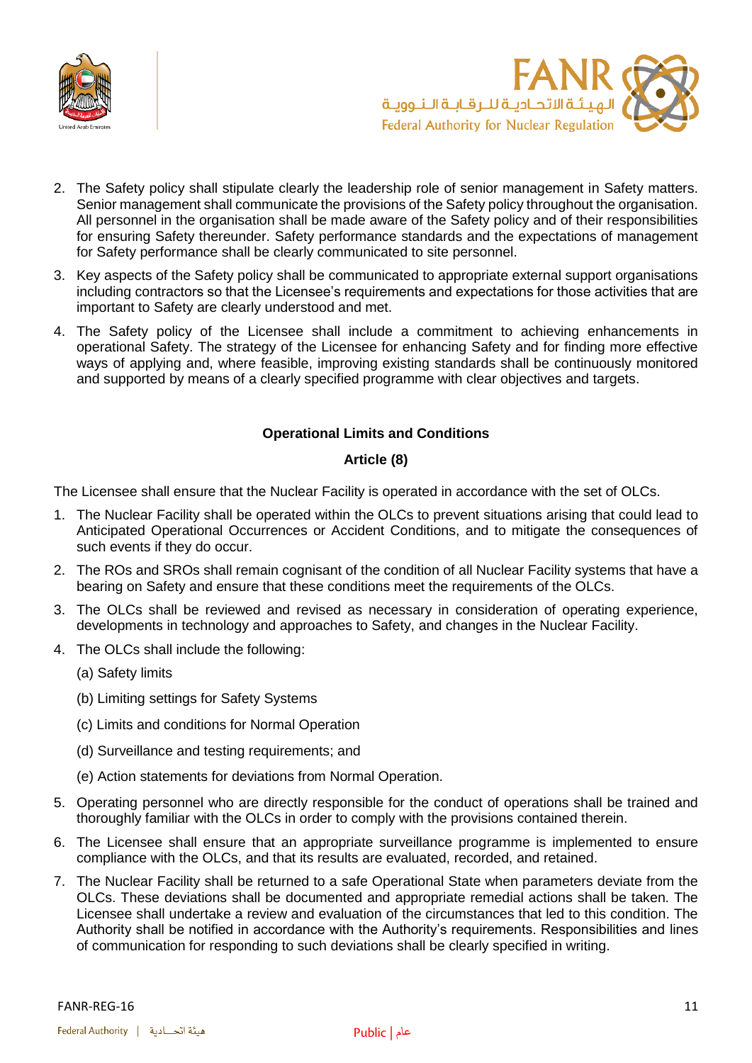2. The Safety policy shall stipulate clearly the leadership role of senior management in Safety matters. Senior management shall communicate the provisions of the Safety policy throughout the organisation. All personnel in the organisation shall be made aware of the Safety policy and of their responsibilities for ensuring Safety thereunder. Safety performance standards and the expectations of management for Safety performance shall be clearly communicated to site personnel.
3. Key aspects of the Safety policy shall be communicated to appropriate external support organisations including contractors so that the Licensee's requirements and expectations for those activities that are important to Safety are clearly understood and met.
4. The Safety policy of the Licensee shall include a commitment to achieving enhancements in operational Safety. The strategy of the Licensee for enhancing Safety and for finding more effective ways of applying and, where feasible, improving existing standards shall be continuously monitored and supported by means of a clearly specified programme with clear objectives and targets.

**Operational Limits and Conditions**

**Article (8)**

The Licensee shall ensure that the Nuclear Facility is operated in accordance with the set of OLCs.

1. The Nuclear Facility shall be operated within the OLCs to prevent situations arising that could lead to Anticipated Operational Occurrences or Accident Conditions, and to mitigate the consequences of such events if they do occur.
2. The ROs and SROs shall remain cognisant of the condition of all Nuclear Facility systems that have a bearing on Safety and ensure that these conditions meet the requirements of the OLCs.
3. The OLCs shall be reviewed and revised as necessary in consideration of operating experience, developments in technology and approaches to Safety, and changes in the Nuclear Facility.
4. The OLCs shall include the following:

   (a) Safety limits

   (b) Limiting settings for Safety Systems

   (c) Limits and conditions for Normal Operation

   (d) Surveillance and testing requirements; and

   (e) Action statements for deviations from Normal Operation.
5. Operating personnel who are directly responsible for the conduct of operations shall be trained and thoroughly familiar with the OLCs in order to comply with the provisions contained therein.
6. The Licensee shall ensure that an appropriate surveillance programme is implemented to ensure compliance with the OLCs, and that its results are evaluated, recorded, and retained.
7. The Nuclear Facility shall be returned to a safe Operational State when parameters deviate from the OLCs. These deviations shall be documented and appropriate remedial actions shall be taken. The Licensee shall undertake a review and evaluation of the circumstances that led to this condition. The Authority shall be notified in accordance with the Authority's requirements. Responsibilities and lines of communication for responding to such deviations shall be clearly specified in writing.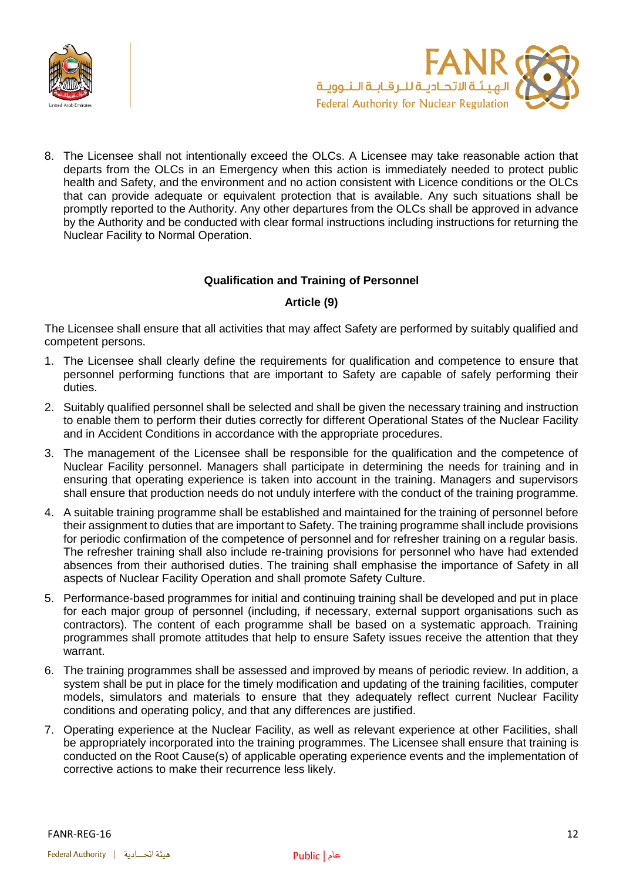8. The Licensee shall not intentionally exceed the OLCs. A Licensee may take reasonable action that departs from the OLCs in an Emergency when this action is immediately needed to protect public health and Safety, and the environment and no action consistent with Licence conditions or the OLCs that can provide adequate or equivalent protection that is available. Any such situations shall be promptly reported to the Authority. Any other departures from the OLCs shall be approved in advance by the Authority and be conducted with clear formal instructions including instructions for returning the Nuclear Facility to Normal Operation.

## Qualification and Training of Personnel

### Article (9)

The Licensee shall ensure that all activities that may affect Safety are performed by suitably qualified and competent persons.

1. The Licensee shall clearly define the requirements for qualification and competence to ensure that personnel performing functions that are important to Safety are capable of safely performing their duties.
2. Suitably qualified personnel shall be selected and shall be given the necessary training and instruction to enable them to perform their duties correctly for different Operational States of the Nuclear Facility and in Accident Conditions in accordance with the appropriate procedures.
3. The management of the Licensee shall be responsible for the qualification and the competence of Nuclear Facility personnel. Managers shall participate in determining the needs for training and in ensuring that operating experience is taken into account in the training. Managers and supervisors shall ensure that production needs do not unduly interfere with the conduct of the training programme.
4. A suitable training programme shall be established and maintained for the training of personnel before their assignment to duties that are important to Safety. The training programme shall include provisions for periodic confirmation of the competence of personnel and for refresher training on a regular basis. The refresher training shall also include re-training provisions for personnel who have had extended absences from their authorised duties. The training shall emphasise the importance of Safety in all aspects of Nuclear Facility Operation and shall promote Safety Culture.
5. Performance-based programmes for initial and continuing training shall be developed and put in place for each major group of personnel (including, if necessary, external support organisations such as contractors). The content of each programme shall be based on a systematic approach. Training programmes shall promote attitudes that help to ensure Safety issues receive the attention that they warrant.
6. The training programmes shall be assessed and improved by means of periodic review. In addition, a system shall be put in place for the timely modification and updating of the training facilities, computer models, simulators and materials to ensure that they adequately reflect current Nuclear Facility conditions and operating policy, and that any differences are justified.
7. Operating experience at the Nuclear Facility, as well as relevant experience at other Facilities, shall be appropriately incorporated into the training programmes. The Licensee shall ensure that training is conducted on the Root Cause(s) of applicable operating experience events and the implementation of corrective actions to make their recurrence less likely.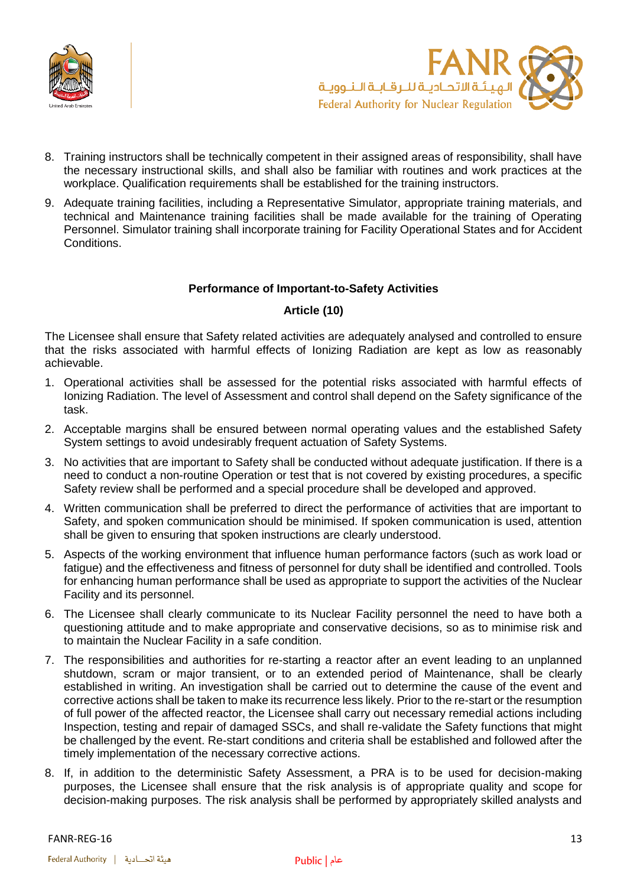8. Training instructors shall be technically competent in their assigned areas of responsibility, shall have the necessary instructional skills, and shall also be familiar with routines and work practices at the workplace. Qualification requirements shall be established for the training instructors.

9. Adequate training facilities, including a Representative Simulator, appropriate training materials, and technical and Maintenance training facilities shall be made available for the training of Operating Personnel. Simulator training shall incorporate training for Facility Operational States and for Accident Conditions.

**Performance of Important-to-Safety Activities**

**Article (10)**

The Licensee shall ensure that Safety related activities are adequately analysed and controlled to ensure that the risks associated with harmful effects of Ionizing Radiation are kept as low as reasonably achievable.

1. Operational activities shall be assessed for the potential risks associated with harmful effects of Ionizing Radiation. The level of Assessment and control shall depend on the Safety significance of the task.

2. Acceptable margins shall be ensured between normal operating values and the established Safety System settings to avoid undesirably frequent actuation of Safety Systems.

3. No activities that are important to Safety shall be conducted without adequate justification. If there is a need to conduct a non-routine Operation or test that is not covered by existing procedures, a specific Safety review shall be performed and a special procedure shall be developed and approved.

4. Written communication shall be preferred to direct the performance of activities that are important to Safety, and spoken communication should be minimised. If spoken communication is used, attention shall be given to ensuring that spoken instructions are clearly understood.

5. Aspects of the working environment that influence human performance factors (such as work load or fatigue) and the effectiveness and fitness of personnel for duty shall be identified and controlled. Tools for enhancing human performance shall be used as appropriate to support the activities of the Nuclear Facility and its personnel.

6. The Licensee shall clearly communicate to its Nuclear Facility personnel the need to have both a questioning attitude and to make appropriate and conservative decisions, so as to minimise risk and to maintain the Nuclear Facility in a safe condition.

7. The responsibilities and authorities for re-starting a reactor after an event leading to an unplanned shutdown, scram or major transient, or to an extended period of Maintenance, shall be clearly established in writing. An investigation shall be carried out to determine the cause of the event and corrective actions shall be taken to make its recurrence less likely. Prior to the re-start or the resumption of full power of the affected reactor, the Licensee shall carry out necessary remedial actions including Inspection, testing and repair of damaged SSCs, and shall re-validate the Safety functions that might be challenged by the event. Re-start conditions and criteria shall be established and followed after the timely implementation of the necessary corrective actions.

8. If, in addition to the deterministic Safety Assessment, a PRA is to be used for decision-making purposes, the Licensee shall ensure that the risk analysis is of appropriate quality and scope for decision-making purposes. The risk analysis shall be performed by appropriately skilled analysts and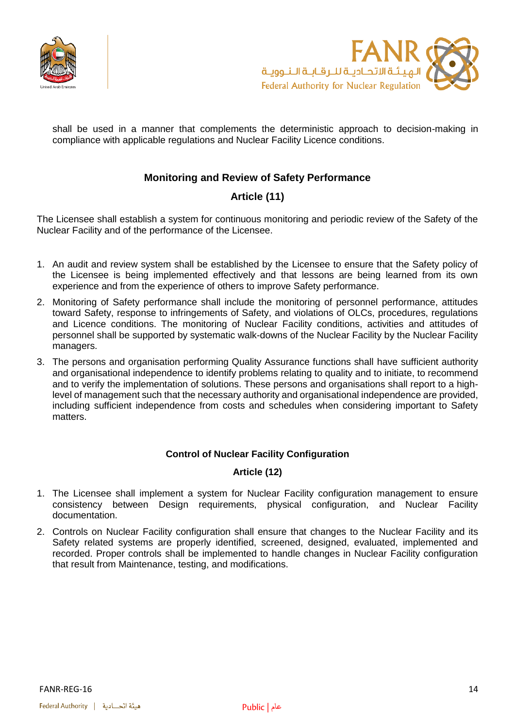shall be used in a manner that complements the deterministic approach to decision-making in compliance with applicable regulations and Nuclear Facility Licence conditions.

## Monitoring and Review of Safety Performance

## Article (11)

The Licensee shall establish a system for continuous monitoring and periodic review of the Safety of the Nuclear Facility and of the performance of the Licensee.

1. An audit and review system shall be established by the Licensee to ensure that the Safety policy of the Licensee is being implemented effectively and that lessons are being learned from its own experience and from the experience of others to improve Safety performance.
2. Monitoring of Safety performance shall include the monitoring of personnel performance, attitudes toward Safety, response to infringements of Safety, and violations of OLCs, procedures, regulations and Licence conditions. The monitoring of Nuclear Facility conditions, activities and attitudes of personnel shall be supported by systematic walk-downs of the Nuclear Facility by the Nuclear Facility managers.
3. The persons and organisation performing Quality Assurance functions shall have sufficient authority and organisational independence to identify problems relating to quality and to initiate, to recommend and to verify the implementation of solutions. These persons and organisations shall report to a high-level of management such that the necessary authority and organisational independence are provided, including sufficient independence from costs and schedules when considering important to Safety matters.

## Control of Nuclear Facility Configuration

## Article (12)

1. The Licensee shall implement a system for Nuclear Facility configuration management to ensure consistency between Design requirements, physical configuration, and Nuclear Facility documentation.
2. Controls on Nuclear Facility configuration shall ensure that changes to the Nuclear Facility and its Safety related systems are properly identified, screened, designed, evaluated, implemented and recorded. Proper controls shall be implemented to handle changes in Nuclear Facility configuration that result from Maintenance, testing, and modifications.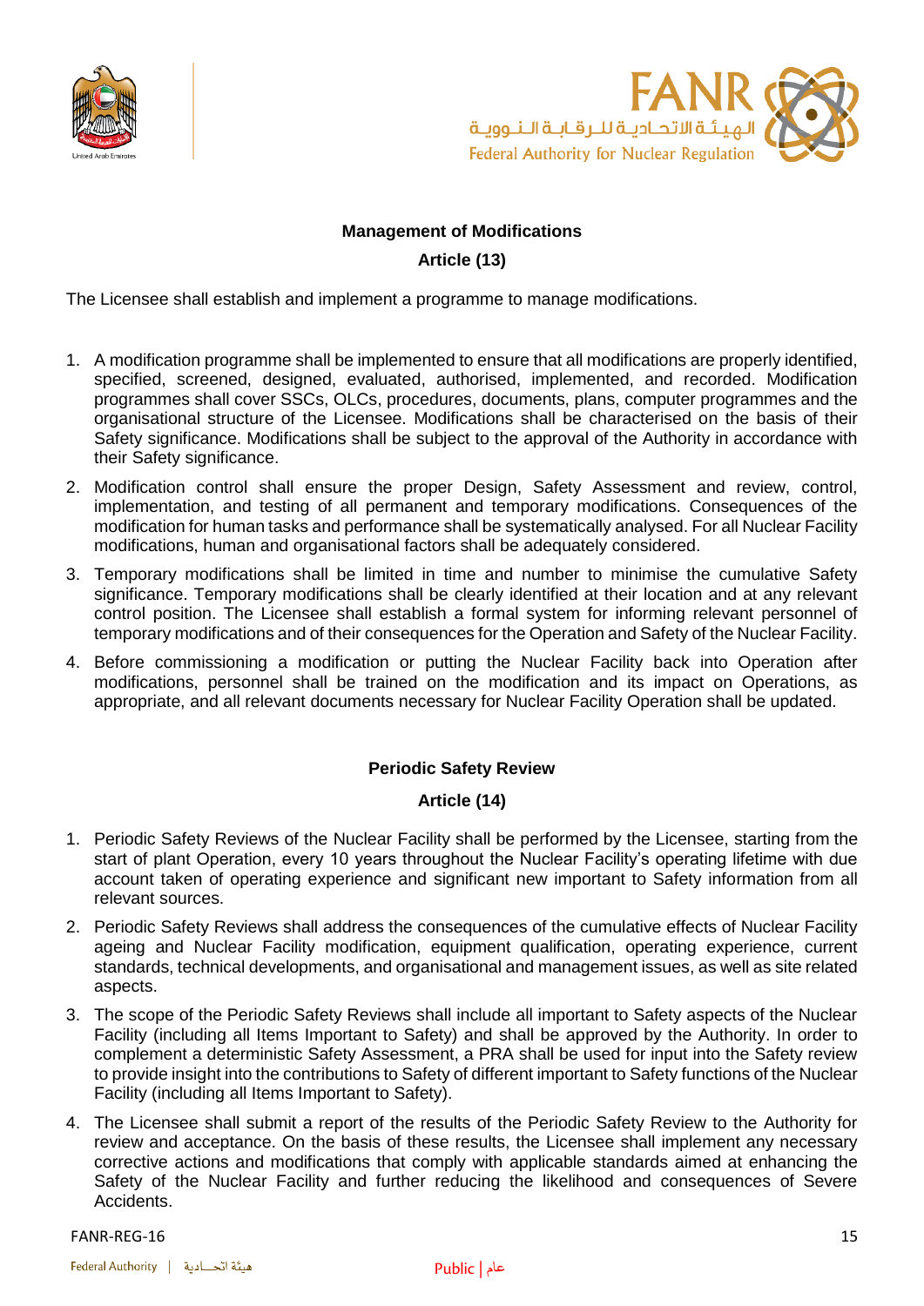## Management of Modifications

### Article (13)

The Licensee shall establish and implement a programme to manage modifications.

1. A modification programme shall be implemented to ensure that all modifications are properly identified, specified, screened, designed, evaluated, authorised, implemented, and recorded. Modification programmes shall cover SSCs, OLCs, procedures, documents, plans, computer programmes and the organisational structure of the Licensee. Modifications shall be characterised on the basis of their Safety significance. Modifications shall be subject to the approval of the Authority in accordance with their Safety significance.
2. Modification control shall ensure the proper Design, Safety Assessment and review, control, implementation, and testing of all permanent and temporary modifications. Consequences of the modification for human tasks and performance shall be systematically analysed. For all Nuclear Facility modifications, human and organisational factors shall be adequately considered.
3. Temporary modifications shall be limited in time and number to minimise the cumulative Safety significance. Temporary modifications shall be clearly identified at their location and at any relevant control position. The Licensee shall establish a formal system for informing relevant personnel of temporary modifications and of their consequences for the Operation and Safety of the Nuclear Facility.
4. Before commissioning a modification or putting the Nuclear Facility back into Operation after modifications, personnel shall be trained on the modification and its impact on Operations, as appropriate, and all relevant documents necessary for Nuclear Facility Operation shall be updated.

## Periodic Safety Review

### Article (14)

1. Periodic Safety Reviews of the Nuclear Facility shall be performed by the Licensee, starting from the start of plant Operation, every 10 years throughout the Nuclear Facility's operating lifetime with due account taken of operating experience and significant new important to Safety information from all relevant sources.
2. Periodic Safety Reviews shall address the consequences of the cumulative effects of Nuclear Facility ageing and Nuclear Facility modification, equipment qualification, operating experience, current standards, technical developments, and organisational and management issues, as well as site related aspects.
3. The scope of the Periodic Safety Reviews shall include all important to Safety aspects of the Nuclear Facility (including all Items Important to Safety) and shall be approved by the Authority. In order to complement a deterministic Safety Assessment, a PRA shall be used for input into the Safety review to provide insight into the contributions to Safety of different important to Safety functions of the Nuclear Facility (including all Items Important to Safety).
4. The Licensee shall submit a report of the results of the Periodic Safety Review to the Authority for review and acceptance. On the basis of these results, the Licensee shall implement any necessary corrective actions and modifications that comply with applicable standards aimed at enhancing the Safety of the Nuclear Facility and further reducing the likelihood and consequences of Severe Accidents.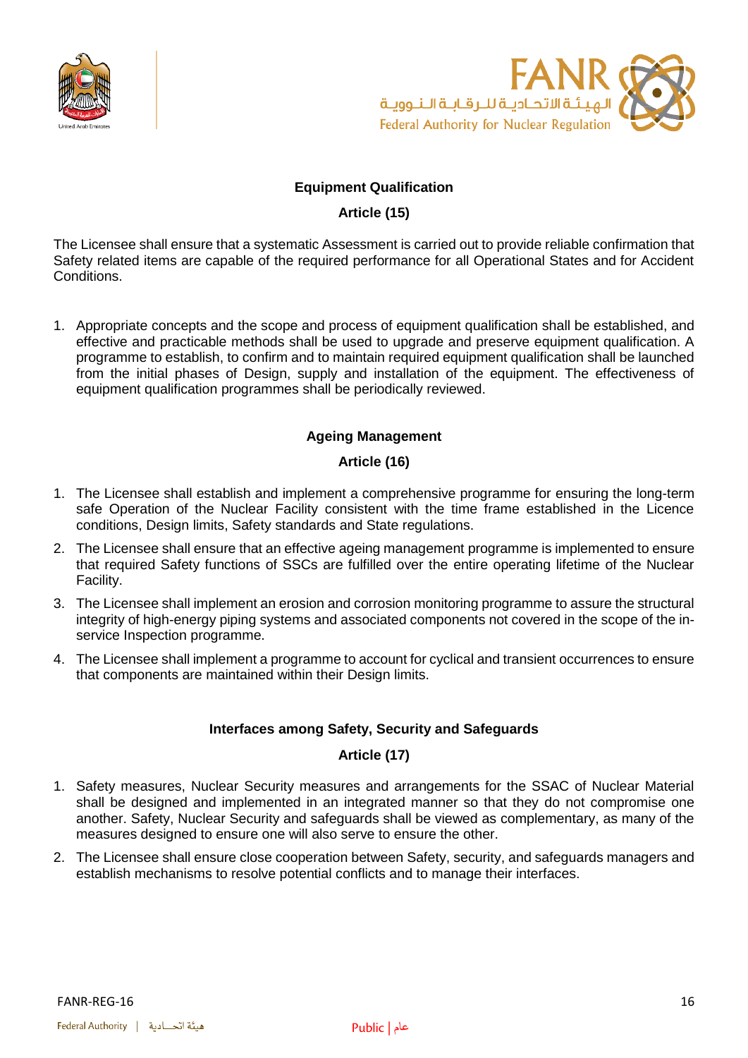## Equipment Qualification

## Article (15)

The Licensee shall ensure that a systematic Assessment is carried out to provide reliable confirmation that Safety related items are capable of the required performance for all Operational States and for Accident Conditions.

1. Appropriate concepts and the scope and process of equipment qualification shall be established, and effective and practicable methods shall be used to upgrade and preserve equipment qualification. A programme to establish, to confirm and to maintain required equipment qualification shall be launched from the initial phases of Design, supply and installation of the equipment. The effectiveness of equipment qualification programmes shall be periodically reviewed.

## Ageing Management

## Article (16)

1. The Licensee shall establish and implement a comprehensive programme for ensuring the long-term safe Operation of the Nuclear Facility consistent with the time frame established in the Licence conditions, Design limits, Safety standards and State regulations.
2. The Licensee shall ensure that an effective ageing management programme is implemented to ensure that required Safety functions of SSCs are fulfilled over the entire operating lifetime of the Nuclear Facility.
3. The Licensee shall implement an erosion and corrosion monitoring programme to assure the structural integrity of high-energy piping systems and associated components not covered in the scope of the in-service Inspection programme.
4. The Licensee shall implement a programme to account for cyclical and transient occurrences to ensure that components are maintained within their Design limits.

## Interfaces among Safety, Security and Safeguards

## Article (17)

1. Safety measures, Nuclear Security measures and arrangements for the SSAC of Nuclear Material shall be designed and implemented in an integrated manner so that they do not compromise one another. Safety, Nuclear Security and safeguards shall be viewed as complementary, as many of the measures designed to ensure one will also serve to ensure the other.
2. The Licensee shall ensure close cooperation between Safety, security, and safeguards managers and establish mechanisms to resolve potential conflicts and to manage their interfaces.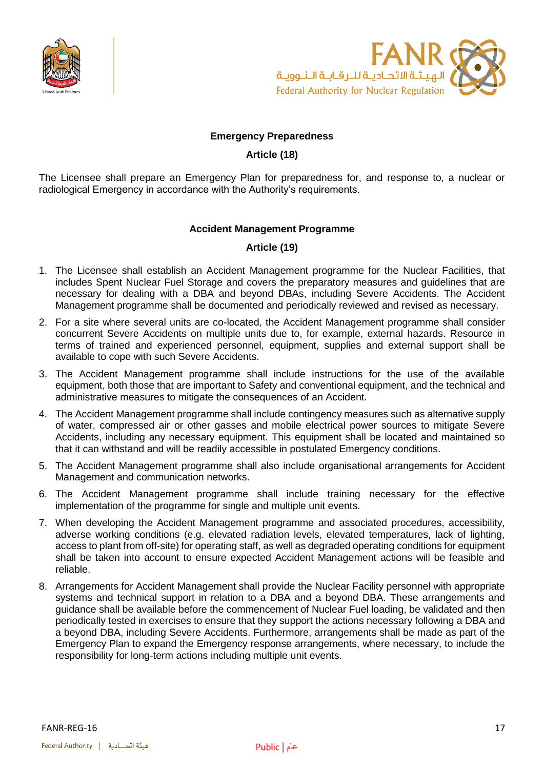## Emergency Preparedness

## Article (18)

The Licensee shall prepare an Emergency Plan for preparedness for, and response to, a nuclear or radiological Emergency in accordance with the Authority's requirements.

## Accident Management Programme

## Article (19)

1. The Licensee shall establish an Accident Management programme for the Nuclear Facilities, that includes Spent Nuclear Fuel Storage and covers the preparatory measures and guidelines that are necessary for dealing with a DBA and beyond DBAs, including Severe Accidents. The Accident Management programme shall be documented and periodically reviewed and revised as necessary.
2. For a site where several units are co-located, the Accident Management programme shall consider concurrent Severe Accidents on multiple units due to, for example, external hazards. Resource in terms of trained and experienced personnel, equipment, supplies and external support shall be available to cope with such Severe Accidents.
3. The Accident Management programme shall include instructions for the use of the available equipment, both those that are important to Safety and conventional equipment, and the technical and administrative measures to mitigate the consequences of an Accident.
4. The Accident Management programme shall include contingency measures such as alternative supply of water, compressed air or other gasses and mobile electrical power sources to mitigate Severe Accidents, including any necessary equipment. This equipment shall be located and maintained so that it can withstand and will be readily accessible in postulated Emergency conditions.
5. The Accident Management programme shall also include organisational arrangements for Accident Management and communication networks.
6. The Accident Management programme shall include training necessary for the effective implementation of the programme for single and multiple unit events.
7. When developing the Accident Management programme and associated procedures, accessibility, adverse working conditions (e.g. elevated radiation levels, elevated temperatures, lack of lighting, access to plant from off-site) for operating staff, as well as degraded operating conditions for equipment shall be taken into account to ensure expected Accident Management actions will be feasible and reliable.
8. Arrangements for Accident Management shall provide the Nuclear Facility personnel with appropriate systems and technical support in relation to a DBA and a beyond DBA. These arrangements and guidance shall be available before the commencement of Nuclear Fuel loading, be validated and then periodically tested in exercises to ensure that they support the actions necessary following a DBA and a beyond DBA, including Severe Accidents. Furthermore, arrangements shall be made as part of the Emergency Plan to expand the Emergency response arrangements, where necessary, to include the responsibility for long-term actions including multiple unit events.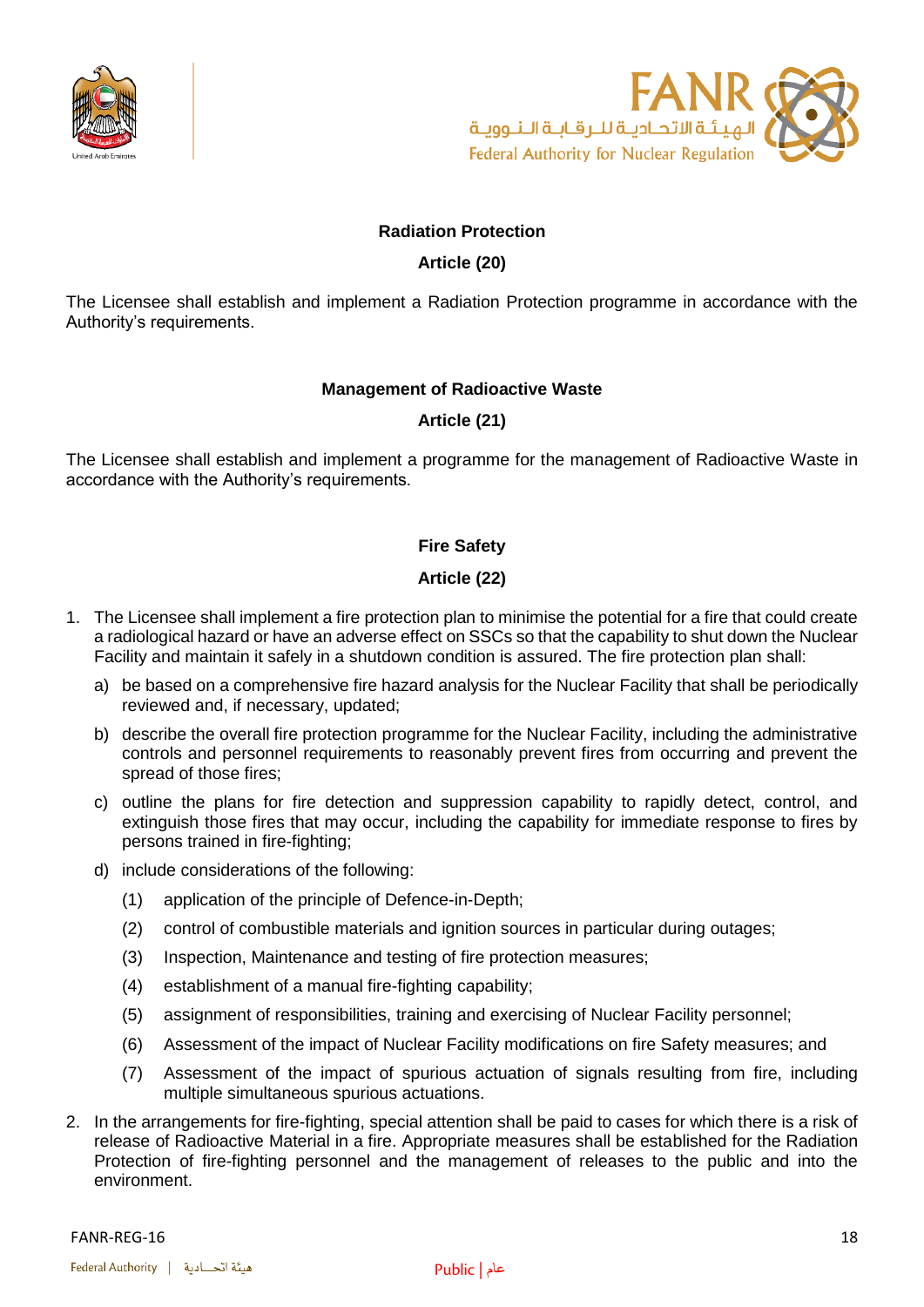**Radiation Protection**

**Article (20)**

The Licensee shall establish and implement a Radiation Protection programme in accordance with the Authority's requirements.

**Management of Radioactive Waste**

**Article (21)**

The Licensee shall establish and implement a programme for the management of Radioactive Waste in accordance with the Authority's requirements.

**Fire Safety**

**Article (22)**

1. The Licensee shall implement a fire protection plan to minimise the potential for a fire that could create a radiological hazard or have an adverse effect on SSCs so that the capability to shut down the Nuclear Facility and maintain it safely in a shutdown condition is assured. The fire protection plan shall:
   a) be based on a comprehensive fire hazard analysis for the Nuclear Facility that shall be periodically reviewed and, if necessary, updated;
   b) describe the overall fire protection programme for the Nuclear Facility, including the administrative controls and personnel requirements to reasonably prevent fires from occurring and prevent the spread of those fires;
   c) outline the plans for fire detection and suppression capability to rapidly detect, control, and extinguish those fires that may occur, including the capability for immediate response to fires by persons trained in fire-fighting;
   d) include considerations of the following:
      (1) application of the principle of Defence-in-Depth;
      (2) control of combustible materials and ignition sources in particular during outages;
      (3) Inspection, Maintenance and testing of fire protection measures;
      (4) establishment of a manual fire-fighting capability;
      (5) assignment of responsibilities, training and exercising of Nuclear Facility personnel;
      (6) Assessment of the impact of Nuclear Facility modifications on fire Safety measures; and
      (7) Assessment of the impact of spurious actuation of signals resulting from fire, including multiple simultaneous spurious actuations.
2. In the arrangements for fire-fighting, special attention shall be paid to cases for which there is a risk of release of Radioactive Material in a fire. Appropriate measures shall be established for the Radiation Protection of fire-fighting personnel and the management of releases to the public and into the environment.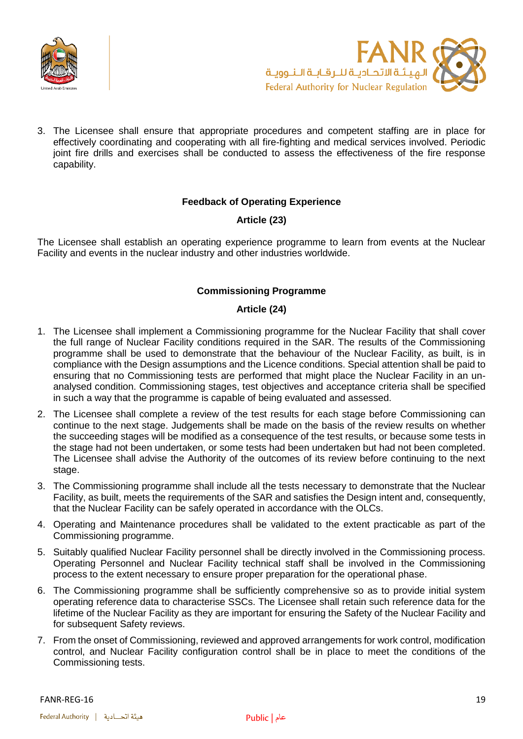3. The Licensee shall ensure that appropriate procedures and competent staffing are in place for effectively coordinating and cooperating with all fire-fighting and medical services involved. Periodic joint fire drills and exercises shall be conducted to assess the effectiveness of the fire response capability.

**Feedback of Operating Experience**

**Article (23)**

The Licensee shall establish an operating experience programme to learn from events at the Nuclear Facility and events in the nuclear industry and other industries worldwide.

**Commissioning Programme**

**Article (24)**

1. The Licensee shall implement a Commissioning programme for the Nuclear Facility that shall cover the full range of Nuclear Facility conditions required in the SAR. The results of the Commissioning programme shall be used to demonstrate that the behaviour of the Nuclear Facility, as built, is in compliance with the Design assumptions and the Licence conditions. Special attention shall be paid to ensuring that no Commissioning tests are performed that might place the Nuclear Facility in an un-analysed condition. Commissioning stages, test objectives and acceptance criteria shall be specified in such a way that the programme is capable of being evaluated and assessed.
2. The Licensee shall complete a review of the test results for each stage before Commissioning can continue to the next stage. Judgements shall be made on the basis of the review results on whether the succeeding stages will be modified as a consequence of the test results, or because some tests in the stage had not been undertaken, or some tests had been undertaken but had not been completed. The Licensee shall advise the Authority of the outcomes of its review before continuing to the next stage.
3. The Commissioning programme shall include all the tests necessary to demonstrate that the Nuclear Facility, as built, meets the requirements of the SAR and satisfies the Design intent and, consequently, that the Nuclear Facility can be safely operated in accordance with the OLCs.
4. Operating and Maintenance procedures shall be validated to the extent practicable as part of the Commissioning programme.
5. Suitably qualified Nuclear Facility personnel shall be directly involved in the Commissioning process. Operating Personnel and Nuclear Facility technical staff shall be involved in the Commissioning process to the extent necessary to ensure proper preparation for the operational phase.
6. The Commissioning programme shall be sufficiently comprehensive so as to provide initial system operating reference data to characterise SSCs. The Licensee shall retain such reference data for the lifetime of the Nuclear Facility as they are important for ensuring the Safety of the Nuclear Facility and for subsequent Safety reviews.
7. From the onset of Commissioning, reviewed and approved arrangements for work control, modification control, and Nuclear Facility configuration control shall be in place to meet the conditions of the Commissioning tests.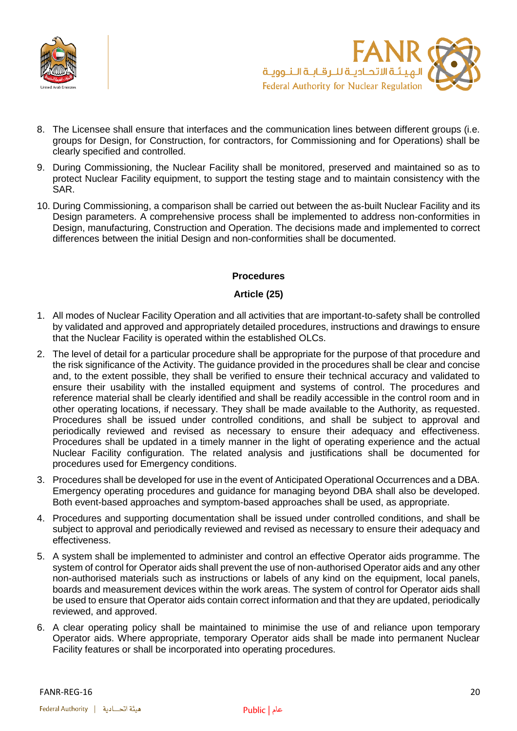8. The Licensee shall ensure that interfaces and the communication lines between different groups (i.e. groups for Design, for Construction, for contractors, for Commissioning and for Operations) shall be clearly specified and controlled.
9. During Commissioning, the Nuclear Facility shall be monitored, preserved and maintained so as to protect Nuclear Facility equipment, to support the testing stage and to maintain consistency with the SAR.
10. During Commissioning, a comparison shall be carried out between the as-built Nuclear Facility and its Design parameters. A comprehensive process shall be implemented to address non-conformities in Design, manufacturing, Construction and Operation. The decisions made and implemented to correct differences between the initial Design and non-conformities shall be documented.

**Procedures**

**Article (25)**

1. All modes of Nuclear Facility Operation and all activities that are important-to-safety shall be controlled by validated and approved and appropriately detailed procedures, instructions and drawings to ensure that the Nuclear Facility is operated within the established OLCs.
2. The level of detail for a particular procedure shall be appropriate for the purpose of that procedure and the risk significance of the Activity. The guidance provided in the procedures shall be clear and concise and, to the extent possible, they shall be verified to ensure their technical accuracy and validated to ensure their usability with the installed equipment and systems of control. The procedures and reference material shall be clearly identified and shall be readily accessible in the control room and in other operating locations, if necessary. They shall be made available to the Authority, as requested. Procedures shall be issued under controlled conditions, and shall be subject to approval and periodically reviewed and revised as necessary to ensure their adequacy and effectiveness. Procedures shall be updated in a timely manner in the light of operating experience and the actual Nuclear Facility configuration. The related analysis and justifications shall be documented for procedures used for Emergency conditions.
3. Procedures shall be developed for use in the event of Anticipated Operational Occurrences and a DBA. Emergency operating procedures and guidance for managing beyond DBA shall also be developed. Both event-based approaches and symptom-based approaches shall be used, as appropriate.
4. Procedures and supporting documentation shall be issued under controlled conditions, and shall be subject to approval and periodically reviewed and revised as necessary to ensure their adequacy and effectiveness.
5. A system shall be implemented to administer and control an effective Operator aids programme. The system of control for Operator aids shall prevent the use of non-authorised Operator aids and any other non-authorised materials such as instructions or labels of any kind on the equipment, local panels, boards and measurement devices within the work areas. The system of control for Operator aids shall be used to ensure that Operator aids contain correct information and that they are updated, periodically reviewed, and approved.
6. A clear operating policy shall be maintained to minimise the use of and reliance upon temporary Operator aids. Where appropriate, temporary Operator aids shall be made into permanent Nuclear Facility features or shall be incorporated into operating procedures.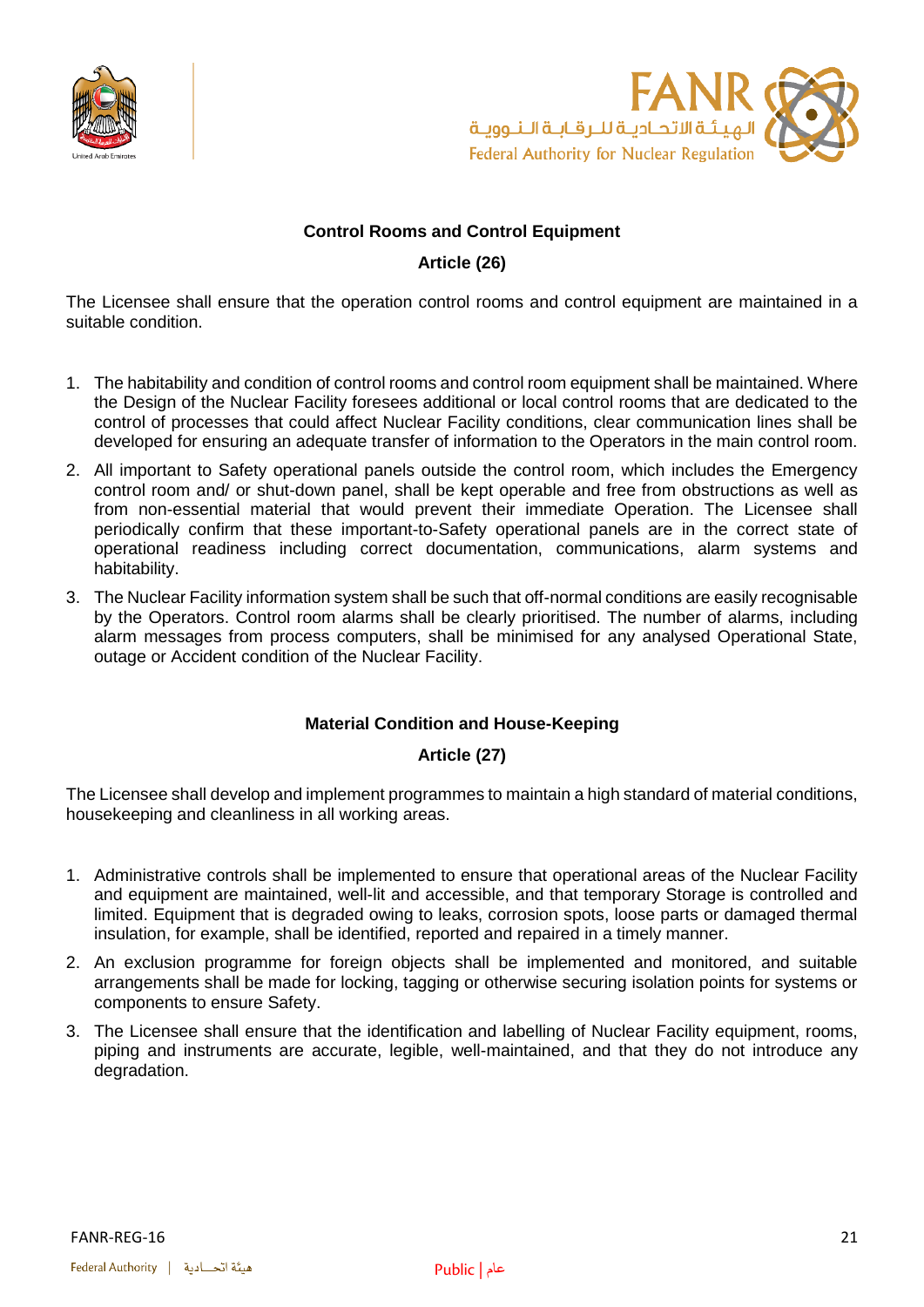## Control Rooms and Control Equipment

### Article (26)

The Licensee shall ensure that the operation control rooms and control equipment are maintained in a suitable condition.

1. The habitability and condition of control rooms and control room equipment shall be maintained. Where the Design of the Nuclear Facility foresees additional or local control rooms that are dedicated to the control of processes that could affect Nuclear Facility conditions, clear communication lines shall be developed for ensuring an adequate transfer of information to the Operators in the main control room.
2. All important to Safety operational panels outside the control room, which includes the Emergency control room and/ or shut-down panel, shall be kept operable and free from obstructions as well as from non-essential material that would prevent their immediate Operation. The Licensee shall periodically confirm that these important-to-Safety operational panels are in the correct state of operational readiness including correct documentation, communications, alarm systems and habitability.
3. The Nuclear Facility information system shall be such that off-normal conditions are easily recognisable by the Operators. Control room alarms shall be clearly prioritised. The number of alarms, including alarm messages from process computers, shall be minimised for any analysed Operational State, outage or Accident condition of the Nuclear Facility.

## Material Condition and House-Keeping

### Article (27)

The Licensee shall develop and implement programmes to maintain a high standard of material conditions, housekeeping and cleanliness in all working areas.

1. Administrative controls shall be implemented to ensure that operational areas of the Nuclear Facility and equipment are maintained, well-lit and accessible, and that temporary Storage is controlled and limited. Equipment that is degraded owing to leaks, corrosion spots, loose parts or damaged thermal insulation, for example, shall be identified, reported and repaired in a timely manner.
2. An exclusion programme for foreign objects shall be implemented and monitored, and suitable arrangements shall be made for locking, tagging or otherwise securing isolation points for systems or components to ensure Safety.
3. The Licensee shall ensure that the identification and labelling of Nuclear Facility equipment, rooms, piping and instruments are accurate, legible, well-maintained, and that they do not introduce any degradation.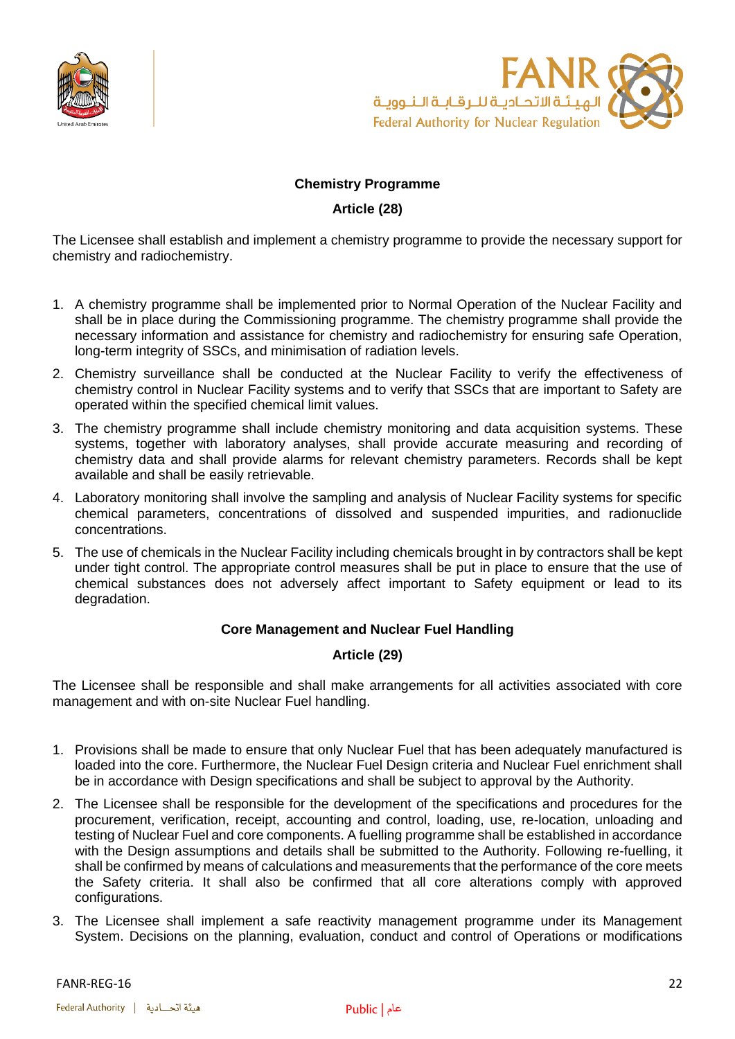**Chemistry Programme**

**Article (28)**

The Licensee shall establish and implement a chemistry programme to provide the necessary support for chemistry and radiochemistry.

1. A chemistry programme shall be implemented prior to Normal Operation of the Nuclear Facility and shall be in place during the Commissioning programme. The chemistry programme shall provide the necessary information and assistance for chemistry and radiochemistry for ensuring safe Operation, long-term integrity of SSCs, and minimisation of radiation levels.
2. Chemistry surveillance shall be conducted at the Nuclear Facility to verify the effectiveness of chemistry control in Nuclear Facility systems and to verify that SSCs that are important to Safety are operated within the specified chemical limit values.
3. The chemistry programme shall include chemistry monitoring and data acquisition systems. These systems, together with laboratory analyses, shall provide accurate measuring and recording of chemistry data and shall provide alarms for relevant chemistry parameters. Records shall be kept available and shall be easily retrievable.
4. Laboratory monitoring shall involve the sampling and analysis of Nuclear Facility systems for specific chemical parameters, concentrations of dissolved and suspended impurities, and radionuclide concentrations.
5. The use of chemicals in the Nuclear Facility including chemicals brought in by contractors shall be kept under tight control. The appropriate control measures shall be put in place to ensure that the use of chemical substances does not adversely affect important to Safety equipment or lead to its degradation.

**Core Management and Nuclear Fuel Handling**

**Article (29)**

The Licensee shall be responsible and shall make arrangements for all activities associated with core management and with on-site Nuclear Fuel handling.

1. Provisions shall be made to ensure that only Nuclear Fuel that has been adequately manufactured is loaded into the core. Furthermore, the Nuclear Fuel Design criteria and Nuclear Fuel enrichment shall be in accordance with Design specifications and shall be subject to approval by the Authority.
2. The Licensee shall be responsible for the development of the specifications and procedures for the procurement, verification, receipt, accounting and control, loading, use, re-location, unloading and testing of Nuclear Fuel and core components. A fuelling programme shall be established in accordance with the Design assumptions and details shall be submitted to the Authority. Following re-fuelling, it shall be confirmed by means of calculations and measurements that the performance of the core meets the Safety criteria. It shall also be confirmed that all core alterations comply with approved configurations.
3. The Licensee shall implement a safe reactivity management programme under its Management System. Decisions on the planning, evaluation, conduct and control of Operations or modifications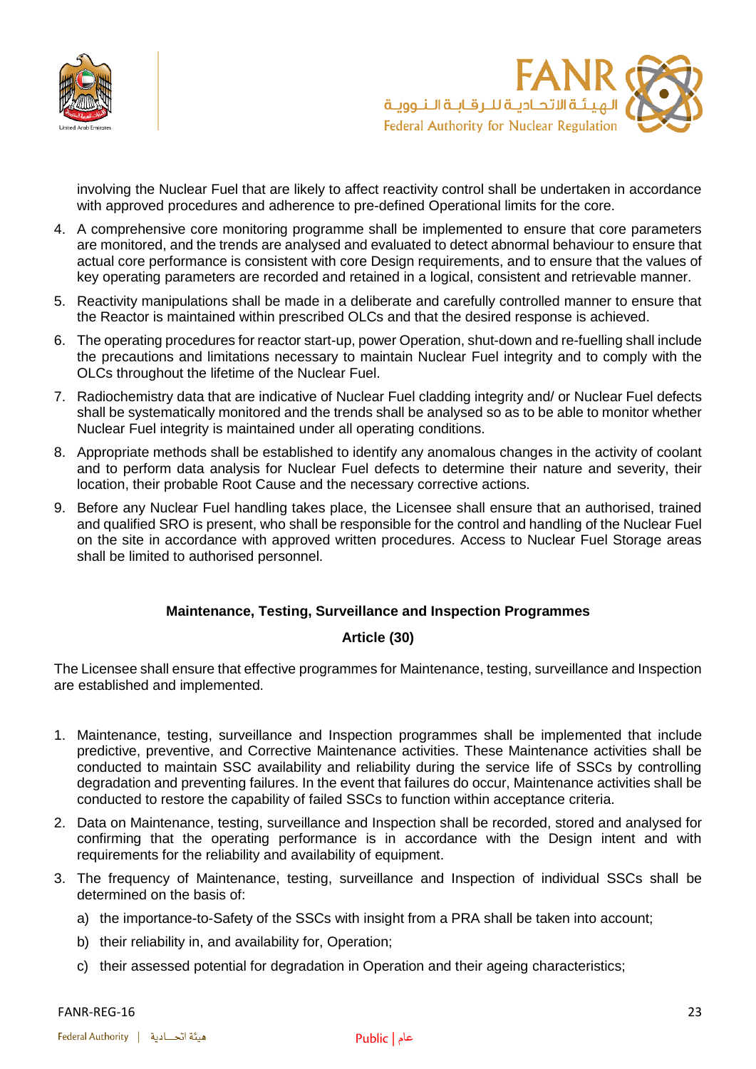involving the Nuclear Fuel that are likely to affect reactivity control shall be undertaken in accordance with approved procedures and adherence to pre-defined Operational limits for the core.

4. A comprehensive core monitoring programme shall be implemented to ensure that core parameters are monitored, and the trends are analysed and evaluated to detect abnormal behaviour to ensure that actual core performance is consistent with core Design requirements, and to ensure that the values of key operating parameters are recorded and retained in a logical, consistent and retrievable manner.
5. Reactivity manipulations shall be made in a deliberate and carefully controlled manner to ensure that the Reactor is maintained within prescribed OLCs and that the desired response is achieved.
6. The operating procedures for reactor start-up, power Operation, shut-down and re-fuelling shall include the precautions and limitations necessary to maintain Nuclear Fuel integrity and to comply with the OLCs throughout the lifetime of the Nuclear Fuel.
7. Radiochemistry data that are indicative of Nuclear Fuel cladding integrity and/ or Nuclear Fuel defects shall be systematically monitored and the trends shall be analysed so as to be able to monitor whether Nuclear Fuel integrity is maintained under all operating conditions.
8. Appropriate methods shall be established to identify any anomalous changes in the activity of coolant and to perform data analysis for Nuclear Fuel defects to determine their nature and severity, their location, their probable Root Cause and the necessary corrective actions.
9. Before any Nuclear Fuel handling takes place, the Licensee shall ensure that an authorised, trained and qualified SRO is present, who shall be responsible for the control and handling of the Nuclear Fuel on the site in accordance with approved written procedures. Access to Nuclear Fuel Storage areas shall be limited to authorised personnel.

## Maintenance, Testing, Surveillance and Inspection Programmes

### Article (30)

The Licensee shall ensure that effective programmes for Maintenance, testing, surveillance and Inspection are established and implemented.

1. Maintenance, testing, surveillance and Inspection programmes shall be implemented that include predictive, preventive, and Corrective Maintenance activities. These Maintenance activities shall be conducted to maintain SSC availability and reliability during the service life of SSCs by controlling degradation and preventing failures. In the event that failures do occur, Maintenance activities shall be conducted to restore the capability of failed SSCs to function within acceptance criteria.
2. Data on Maintenance, testing, surveillance and Inspection shall be recorded, stored and analysed for confirming that the operating performance is in accordance with the Design intent and with requirements for the reliability and availability of equipment.
3. The frequency of Maintenance, testing, surveillance and Inspection of individual SSCs shall be determined on the basis of:
   a) the importance-to-Safety of the SSCs with insight from a PRA shall be taken into account;
   b) their reliability in, and availability for, Operation;
   c) their assessed potential for degradation in Operation and their ageing characteristics;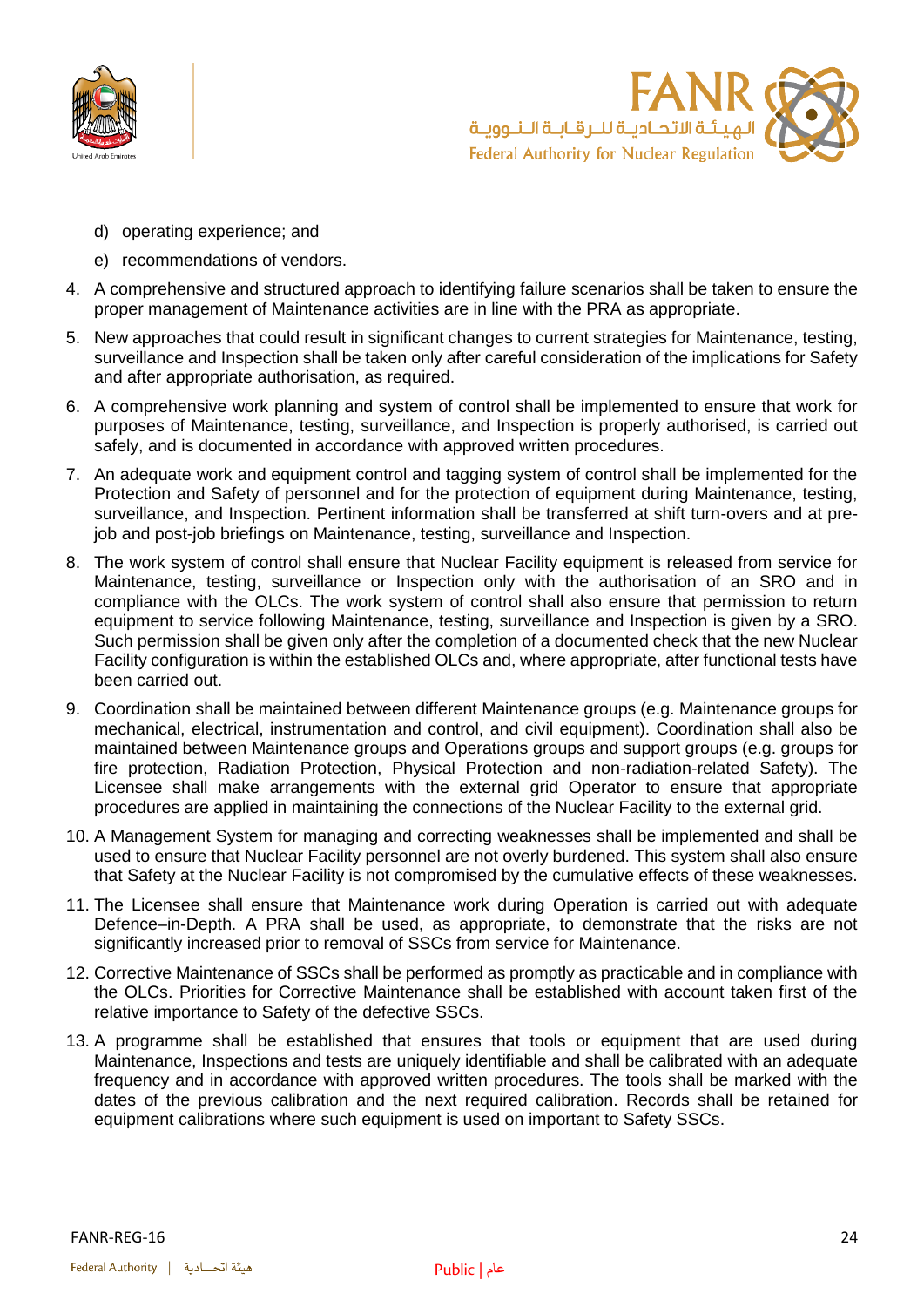d) operating experience; and

   e) recommendations of vendors.

4. A comprehensive and structured approach to identifying failure scenarios shall be taken to ensure the proper management of Maintenance activities are in line with the PRA as appropriate.

5. New approaches that could result in significant changes to current strategies for Maintenance, testing, surveillance and Inspection shall be taken only after careful consideration of the implications for Safety and after appropriate authorisation, as required.

6. A comprehensive work planning and system of control shall be implemented to ensure that work for purposes of Maintenance, testing, surveillance, and Inspection is properly authorised, is carried out safely, and is documented in accordance with approved written procedures.

7. An adequate work and equipment control and tagging system of control shall be implemented for the Protection and Safety of personnel and for the protection of equipment during Maintenance, testing, surveillance, and Inspection. Pertinent information shall be transferred at shift turn-overs and at pre-job and post-job briefings on Maintenance, testing, surveillance and Inspection.

8. The work system of control shall ensure that Nuclear Facility equipment is released from service for Maintenance, testing, surveillance or Inspection only with the authorisation of an SRO and in compliance with the OLCs. The work system of control shall also ensure that permission to return equipment to service following Maintenance, testing, surveillance and Inspection is given by a SRO. Such permission shall be given only after the completion of a documented check that the new Nuclear Facility configuration is within the established OLCs and, where appropriate, after functional tests have been carried out.

9. Coordination shall be maintained between different Maintenance groups (e.g. Maintenance groups for mechanical, electrical, instrumentation and control, and civil equipment). Coordination shall also be maintained between Maintenance groups and Operations groups and support groups (e.g. groups for fire protection, Radiation Protection, Physical Protection and non-radiation-related Safety). The Licensee shall make arrangements with the external grid Operator to ensure that appropriate procedures are applied in maintaining the connections of the Nuclear Facility to the external grid.

10. A Management System for managing and correcting weaknesses shall be implemented and shall be used to ensure that Nuclear Facility personnel are not overly burdened. This system shall also ensure that Safety at the Nuclear Facility is not compromised by the cumulative effects of these weaknesses.

11. The Licensee shall ensure that Maintenance work during Operation is carried out with adequate Defence–in-Depth. A PRA shall be used, as appropriate, to demonstrate that the risks are not significantly increased prior to removal of SSCs from service for Maintenance.

12. Corrective Maintenance of SSCs shall be performed as promptly as practicable and in compliance with the OLCs. Priorities for Corrective Maintenance shall be established with account taken first of the relative importance to Safety of the defective SSCs.

13. A programme shall be established that ensures that tools or equipment that are used during Maintenance, Inspections and tests are uniquely identifiable and shall be calibrated with an adequate frequency and in accordance with approved written procedures. The tools shall be marked with the dates of the previous calibration and the next required calibration. Records shall be retained for equipment calibrations where such equipment is used on important to Safety SSCs.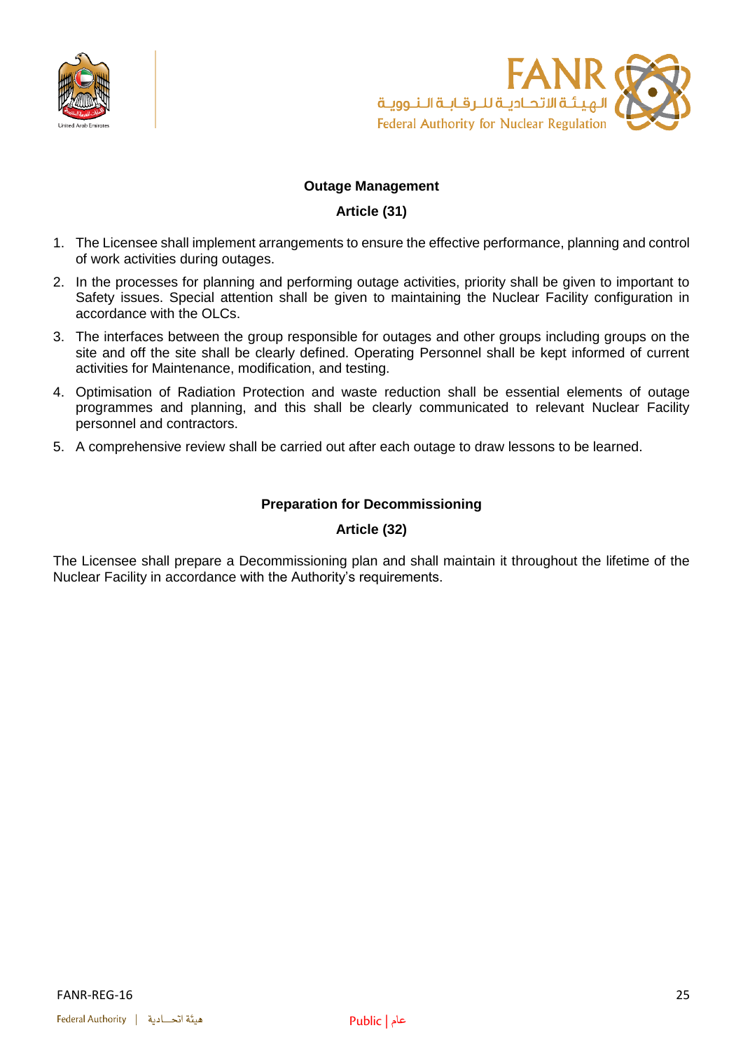### Outage Management

### Article (31)

1. The Licensee shall implement arrangements to ensure the effective performance, planning and control of work activities during outages.
2. In the processes for planning and performing outage activities, priority shall be given to important to Safety issues. Special attention shall be given to maintaining the Nuclear Facility configuration in accordance with the OLCs.
3. The interfaces between the group responsible for outages and other groups including groups on the site and off the site shall be clearly defined. Operating Personnel shall be kept informed of current activities for Maintenance, modification, and testing.
4. Optimisation of Radiation Protection and waste reduction shall be essential elements of outage programmes and planning, and this shall be clearly communicated to relevant Nuclear Facility personnel and contractors.
5. A comprehensive review shall be carried out after each outage to draw lessons to be learned.

### Preparation for Decommissioning

### Article (32)

The Licensee shall prepare a Decommissioning plan and shall maintain it throughout the lifetime of the Nuclear Facility in accordance with the Authority's requirements.